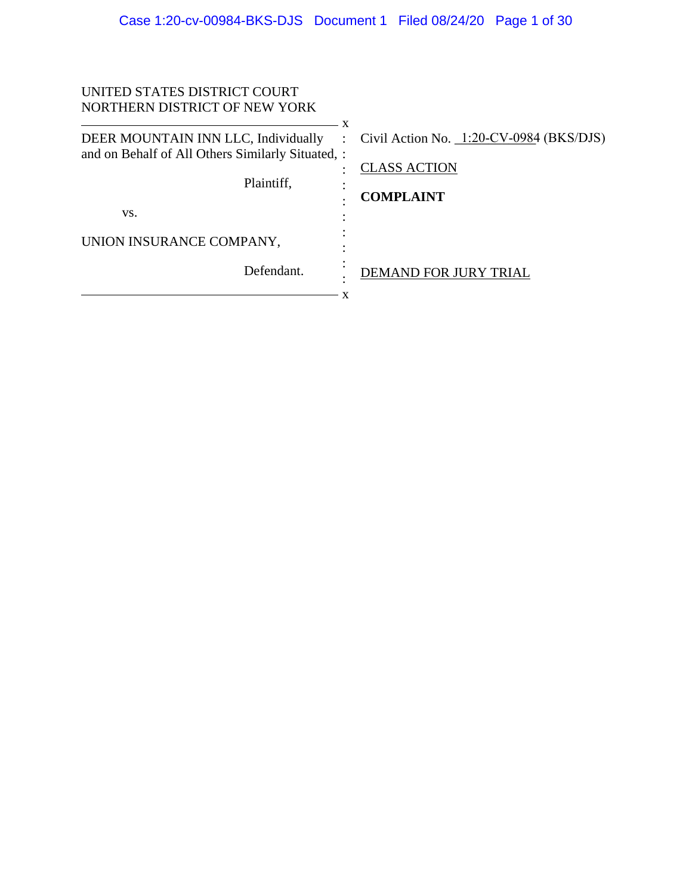UNITED STATES DISTRICT COURT
NORTHERN DISTRICT OF NEW YORK

| | |
|---|---|
| DEER MOUNTAIN INN LLC, Individually and on Behalf of All Others Similarly Situated, | Civil Action No. 1:20-CV-0984 (BKS/DJS) |
| Plaintiff, | CLASS ACTION |
| vs. | **COMPLAINT** |
| UNION INSURANCE COMPANY, | |
| Defendant. | DEMAND FOR JURY TRIAL |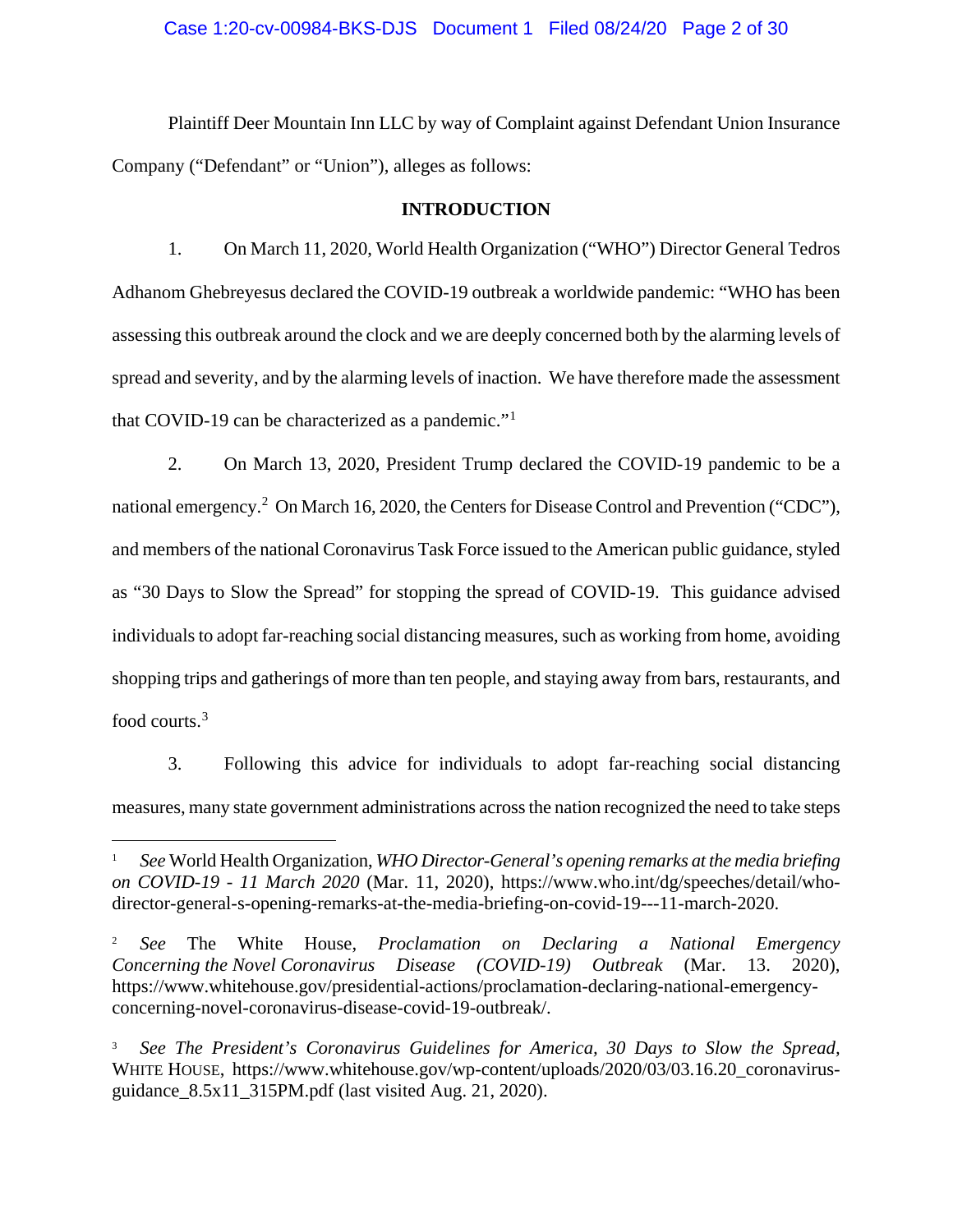Plaintiff Deer Mountain Inn LLC by way of Complaint against Defendant Union Insurance Company ("Defendant" or "Union"), alleges as follows:

**INTRODUCTION**

1. On March 11, 2020, World Health Organization ("WHO") Director General Tedros Adhanom Ghebreyesus declared the COVID-19 outbreak a worldwide pandemic: "WHO has been assessing this outbreak around the clock and we are deeply concerned both by the alarming levels of spread and severity, and by the alarming levels of inaction. We have therefore made the assessment that COVID-19 can be characterized as a pandemic."[1]

2. On March 13, 2020, President Trump declared the COVID-19 pandemic to be a national emergency.[2] On March 16, 2020, the Centers for Disease Control and Prevention ("CDC"), and members of the national Coronavirus Task Force issued to the American public guidance, styled as "30 Days to Slow the Spread" for stopping the spread of COVID-19. This guidance advised individuals to adopt far-reaching social distancing measures, such as working from home, avoiding shopping trips and gatherings of more than ten people, and staying away from bars, restaurants, and food courts.[3]

3. Following this advice for individuals to adopt far-reaching social distancing measures, many state government administrations across the nation recognized the need to take steps

---

[1] *See* World Health Organization, *WHO Director-General's opening remarks at the media briefing on COVID-19 - 11 March 2020* (Mar. 11, 2020), https://www.who.int/dg/speeches/detail/who-director-general-s-opening-remarks-at-the-media-briefing-on-covid-19---11-march-2020.

[2] *See* The White House, *Proclamation on Declaring a National Emergency Concerning the Novel Coronavirus Disease (COVID-19) Outbreak* (Mar. 13. 2020), https://www.whitehouse.gov/presidential-actions/proclamation-declaring-national-emergency-concerning-novel-coronavirus-disease-covid-19-outbreak/.

[3] *See The President's Coronavirus Guidelines for America, 30 Days to Slow the Spread,* WHITE HOUSE, https://www.whitehouse.gov/wp-content/uploads/2020/03/03.16.20_coronavirus-guidance_8.5x11_315PM.pdf (last visited Aug. 21, 2020).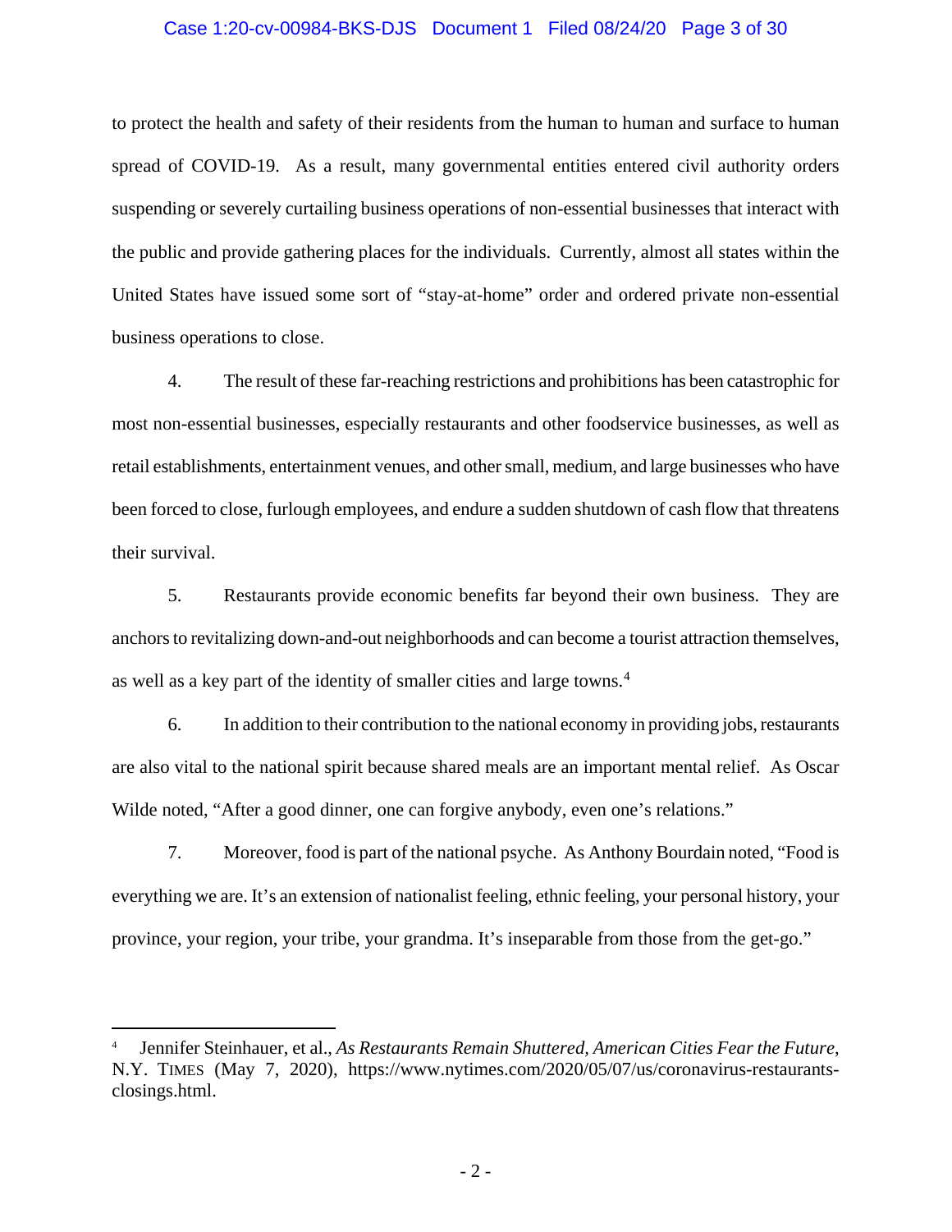to protect the health and safety of their residents from the human to human and surface to human spread of COVID-19. As a result, many governmental entities entered civil authority orders suspending or severely curtailing business operations of non-essential businesses that interact with the public and provide gathering places for the individuals. Currently, almost all states within the United States have issued some sort of "stay-at-home" order and ordered private non-essential business operations to close.

4. The result of these far-reaching restrictions and prohibitions has been catastrophic for most non-essential businesses, especially restaurants and other foodservice businesses, as well as retail establishments, entertainment venues, and other small, medium, and large businesses who have been forced to close, furlough employees, and endure a sudden shutdown of cash flow that threatens their survival.

5. Restaurants provide economic benefits far beyond their own business. They are anchors to revitalizing down-and-out neighborhoods and can become a tourist attraction themselves, as well as a key part of the identity of smaller cities and large towns.[4]

6. In addition to their contribution to the national economy in providing jobs, restaurants are also vital to the national spirit because shared meals are an important mental relief. As Oscar Wilde noted, "After a good dinner, one can forgive anybody, even one's relations."

7. Moreover, food is part of the national psyche. As Anthony Bourdain noted, "Food is everything we are. It's an extension of nationalist feeling, ethnic feeling, your personal history, your province, your region, your tribe, your grandma. It's inseparable from those from the get-go."

---

[4] Jennifer Steinhauer, et al., *As Restaurants Remain Shuttered, American Cities Fear the Future*, N.Y. TIMES (May 7, 2020), https://www.nytimes.com/2020/05/07/us/coronavirus-restaurants-closings.html.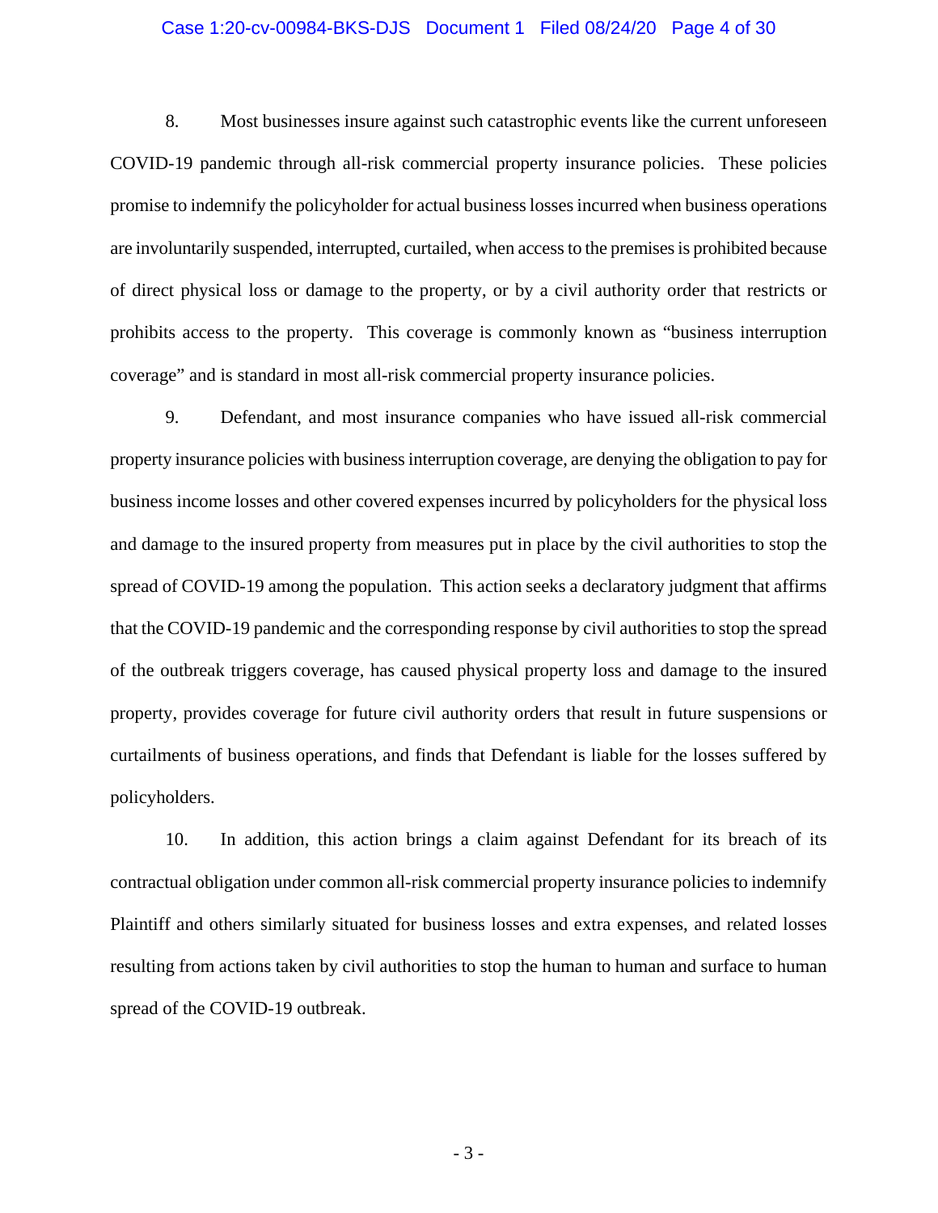8. Most businesses insure against such catastrophic events like the current unforeseen COVID-19 pandemic through all-risk commercial property insurance policies. These policies promise to indemnify the policyholder for actual business losses incurred when business operations are involuntarily suspended, interrupted, curtailed, when access to the premises is prohibited because of direct physical loss or damage to the property, or by a civil authority order that restricts or prohibits access to the property. This coverage is commonly known as "business interruption coverage" and is standard in most all-risk commercial property insurance policies.

9. Defendant, and most insurance companies who have issued all-risk commercial property insurance policies with business interruption coverage, are denying the obligation to pay for business income losses and other covered expenses incurred by policyholders for the physical loss and damage to the insured property from measures put in place by the civil authorities to stop the spread of COVID-19 among the population. This action seeks a declaratory judgment that affirms that the COVID-19 pandemic and the corresponding response by civil authorities to stop the spread of the outbreak triggers coverage, has caused physical property loss and damage to the insured property, provides coverage for future civil authority orders that result in future suspensions or curtailments of business operations, and finds that Defendant is liable for the losses suffered by policyholders.

10. In addition, this action brings a claim against Defendant for its breach of its contractual obligation under common all-risk commercial property insurance policies to indemnify Plaintiff and others similarly situated for business losses and extra expenses, and related losses resulting from actions taken by civil authorities to stop the human to human and surface to human spread of the COVID-19 outbreak.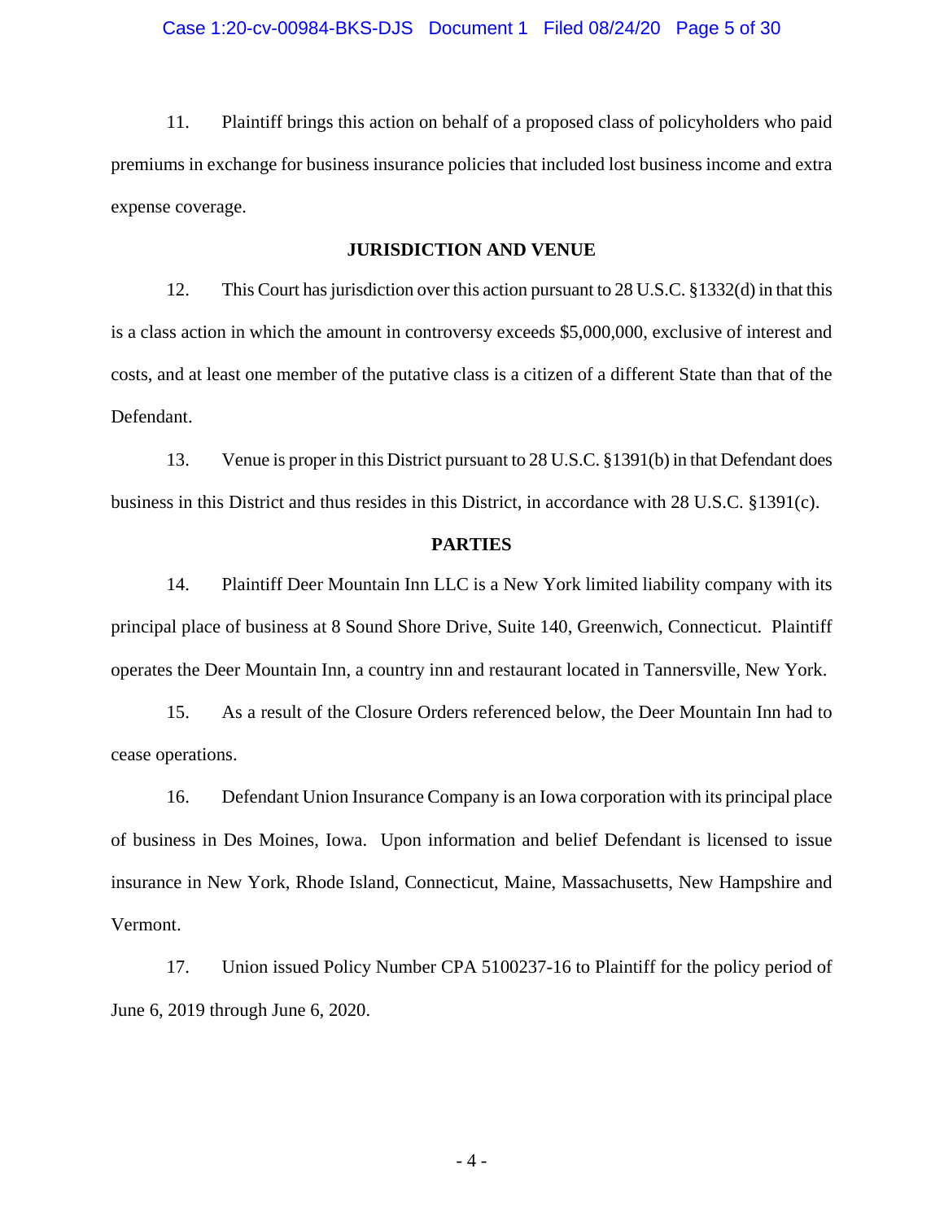11. Plaintiff brings this action on behalf of a proposed class of policyholders who paid premiums in exchange for business insurance policies that included lost business income and extra expense coverage.

## JURISDICTION AND VENUE

12. This Court has jurisdiction over this action pursuant to 28 U.S.C. §1332(d) in that this is a class action in which the amount in controversy exceeds $5,000,000, exclusive of interest and costs, and at least one member of the putative class is a citizen of a different State than that of the Defendant.

13. Venue is proper in this District pursuant to 28 U.S.C. §1391(b) in that Defendant does business in this District and thus resides in this District, in accordance with 28 U.S.C. §1391(c).

## PARTIES

14. Plaintiff Deer Mountain Inn LLC is a New York limited liability company with its principal place of business at 8 Sound Shore Drive, Suite 140, Greenwich, Connecticut. Plaintiff operates the Deer Mountain Inn, a country inn and restaurant located in Tannersville, New York.

15. As a result of the Closure Orders referenced below, the Deer Mountain Inn had to cease operations.

16. Defendant Union Insurance Company is an Iowa corporation with its principal place of business in Des Moines, Iowa. Upon information and belief Defendant is licensed to issue insurance in New York, Rhode Island, Connecticut, Maine, Massachusetts, New Hampshire and Vermont.

17. Union issued Policy Number CPA 5100237-16 to Plaintiff for the policy period of June 6, 2019 through June 6, 2020.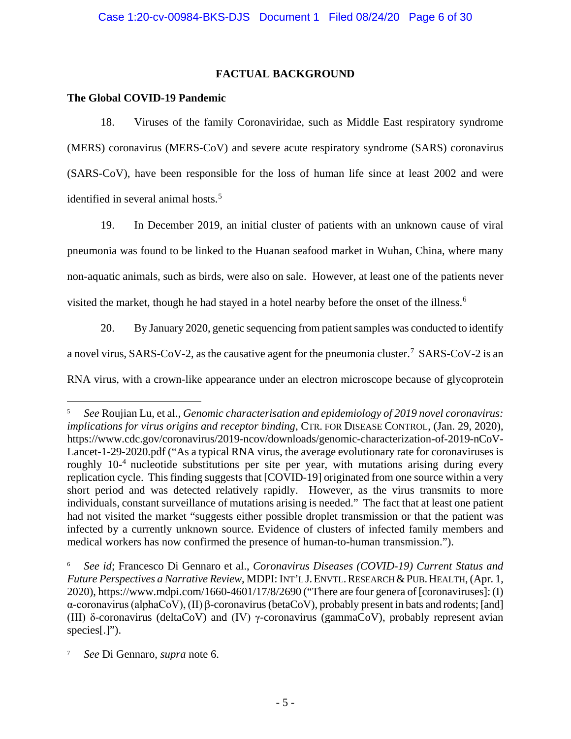## FACTUAL BACKGROUND

### The Global COVID-19 Pandemic

18. Viruses of the family Coronaviridae, such as Middle East respiratory syndrome (MERS) coronavirus (MERS-CoV) and severe acute respiratory syndrome (SARS) coronavirus (SARS-CoV), have been responsible for the loss of human life since at least 2002 and were identified in several animal hosts.[5]

19. In December 2019, an initial cluster of patients with an unknown cause of viral pneumonia was found to be linked to the Huanan seafood market in Wuhan, China, where many non-aquatic animals, such as birds, were also on sale. However, at least one of the patients never visited the market, though he had stayed in a hotel nearby before the onset of the illness.[6]

20. By January 2020, genetic sequencing from patient samples was conducted to identify a novel virus, SARS-CoV-2, as the causative agent for the pneumonia cluster.[7] SARS-CoV-2 is an RNA virus, with a crown-like appearance under an electron microscope because of glycoprotein

---

[5] *See* Roujian Lu, et al., *Genomic characterisation and epidemiology of 2019 novel coronavirus: implications for virus origins and receptor binding*, CTR. FOR DISEASE CONTROL, (Jan. 29, 2020), https://www.cdc.gov/coronavirus/2019-ncov/downloads/genomic-characterization-of-2019-nCoV-Lancet-1-29-2020.pdf ("As a typical RNA virus, the average evolutionary rate for coronaviruses is roughly $10^{-4}$ nucleotide substitutions per site per year, with mutations arising during every replication cycle. This finding suggests that [COVID-19] originated from one source within a very short period and was detected relatively rapidly. However, as the virus transmits to more individuals, constant surveillance of mutations arising is needed." The fact that at least one patient had not visited the market "suggests either possible droplet transmission or that the patient was infected by a currently unknown source. Evidence of clusters of infected family members and medical workers has now confirmed the presence of human-to-human transmission.").

[6] *See id*; Francesco Di Gennaro et al., *Coronavirus Diseases (COVID-19) Current Status and Future Perspectives a Narrative Review*, MDPI: INT'L J. ENVTL. RESEARCH & PUB. HEALTH, (Apr. 1, 2020), https://www.mdpi.com/1660-4601/17/8/2690 ("There are four genera of [coronaviruses]: (I) α-coronavirus (alphaCoV), (II) β-coronavirus (betaCoV), probably present in bats and rodents; [and] (III) δ-coronavirus (deltaCoV) and (IV) γ-coronavirus (gammaCoV), probably represent avian species[.]").

[7] *See* Di Gennaro, *supra* note 6.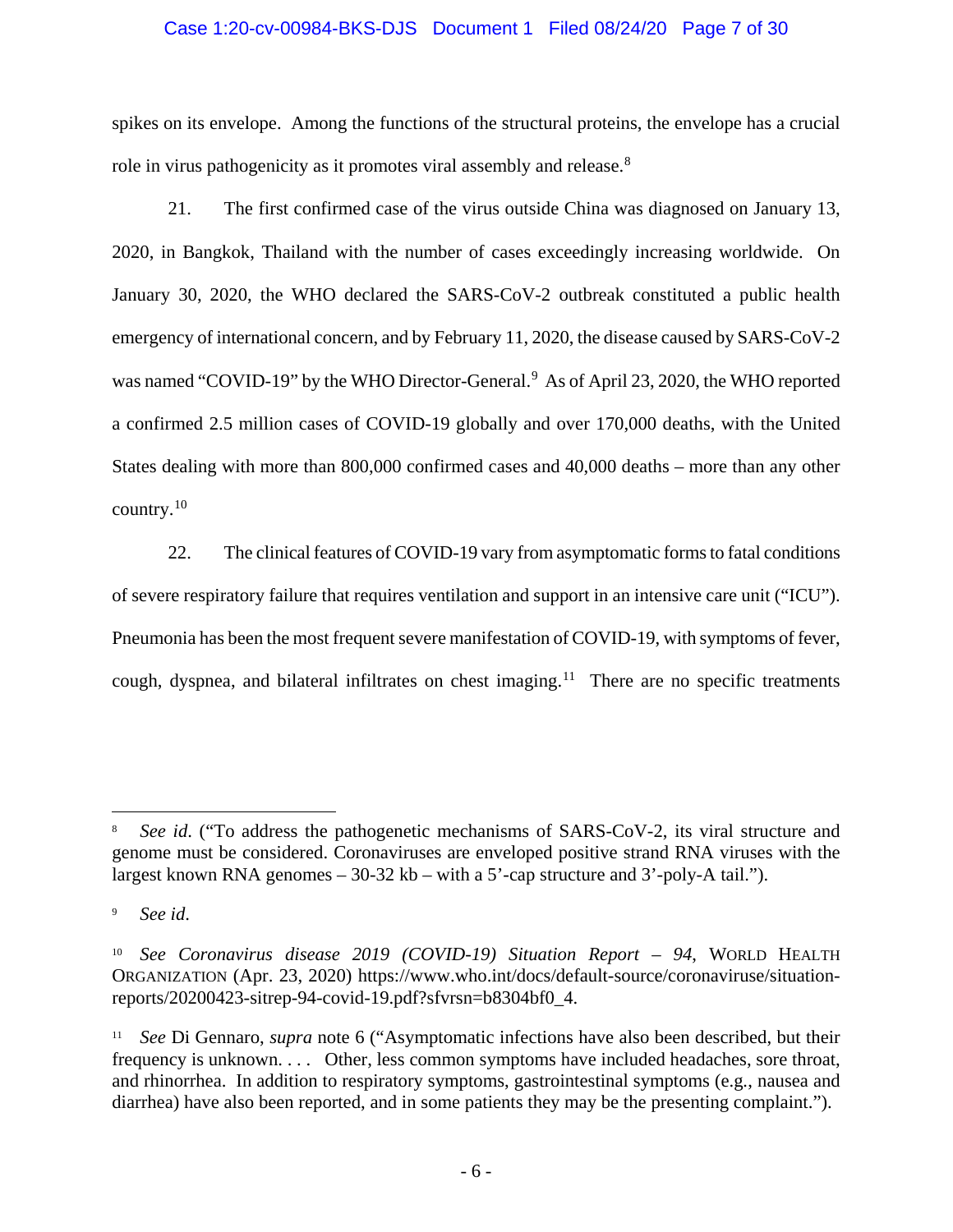spikes on its envelope. Among the functions of the structural proteins, the envelope has a crucial role in virus pathogenicity as it promotes viral assembly and release.[8]

21. The first confirmed case of the virus outside China was diagnosed on January 13, 2020, in Bangkok, Thailand with the number of cases exceedingly increasing worldwide. On January 30, 2020, the WHO declared the SARS-CoV-2 outbreak constituted a public health emergency of international concern, and by February 11, 2020, the disease caused by SARS-CoV-2 was named "COVID-19" by the WHO Director-General.[9] As of April 23, 2020, the WHO reported a confirmed 2.5 million cases of COVID-19 globally and over 170,000 deaths, with the United States dealing with more than 800,000 confirmed cases and 40,000 deaths – more than any other country.[10]

22. The clinical features of COVID-19 vary from asymptomatic forms to fatal conditions of severe respiratory failure that requires ventilation and support in an intensive care unit ("ICU"). Pneumonia has been the most frequent severe manifestation of COVID-19, with symptoms of fever, cough, dyspnea, and bilateral infiltrates on chest imaging.[11] There are no specific treatments

---

[8] *See id*. ("To address the pathogenetic mechanisms of SARS-CoV-2, its viral structure and genome must be considered. Coronaviruses are enveloped positive strand RNA viruses with the largest known RNA genomes – 30-32 kb – with a 5'-cap structure and 3'-poly-A tail.").

[9] *See id*.

[10] *See Coronavirus disease 2019 (COVID-19) Situation Report – 94*, WORLD HEALTH ORGANIZATION (Apr. 23, 2020) https://www.who.int/docs/default-source/coronaviruse/situation-reports/20200423-sitrep-94-covid-19.pdf?sfvrsn=b8304bf0_4.

[11] *See* Di Gennaro, *supra* note 6 ("Asymptomatic infections have also been described, but their frequency is unknown. . . . Other, less common symptoms have included headaches, sore throat, and rhinorrhea. In addition to respiratory symptoms, gastrointestinal symptoms (e.g., nausea and diarrhea) have also been reported, and in some patients they may be the presenting complaint.").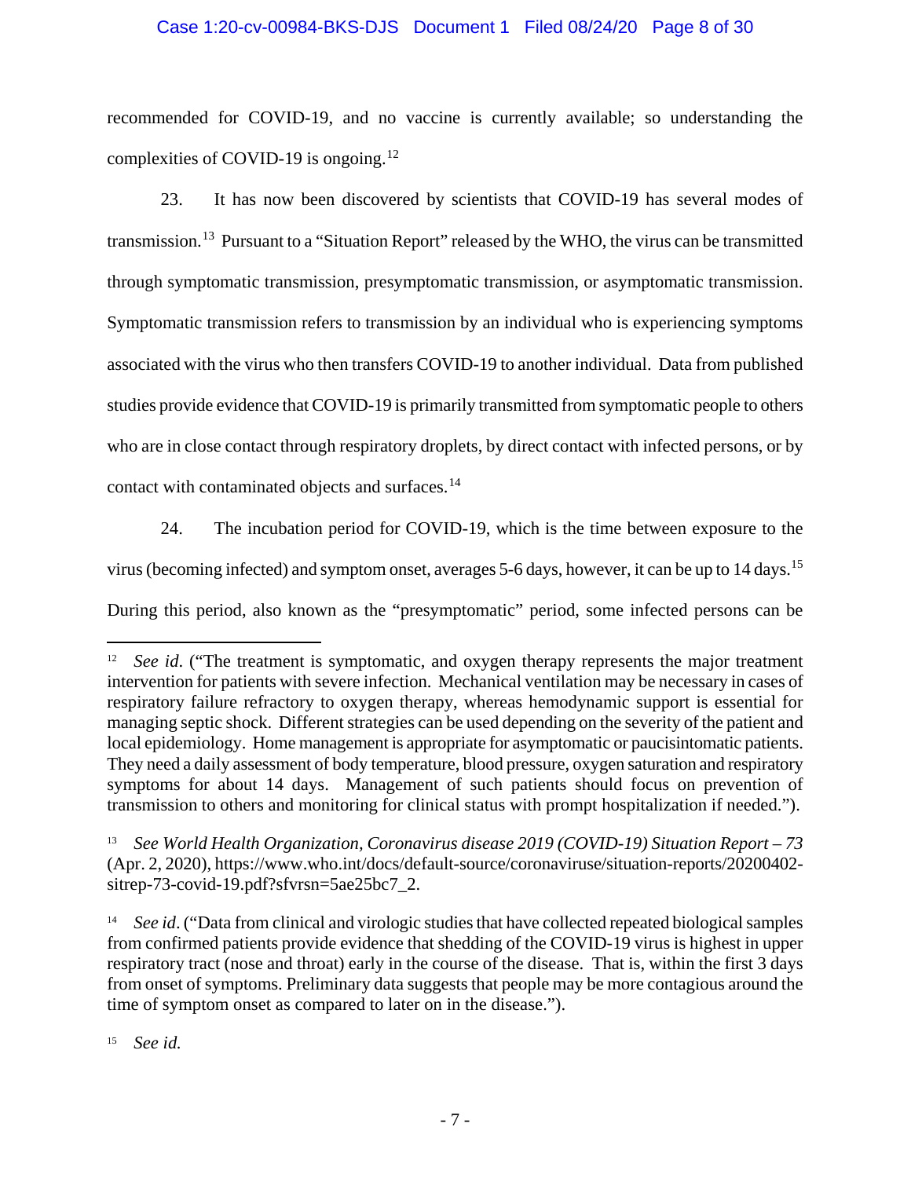recommended for COVID-19, and no vaccine is currently available; so understanding the complexities of COVID-19 is ongoing.[12]

23. It has now been discovered by scientists that COVID-19 has several modes of transmission.[13] Pursuant to a "Situation Report" released by the WHO, the virus can be transmitted through symptomatic transmission, presymptomatic transmission, or asymptomatic transmission. Symptomatic transmission refers to transmission by an individual who is experiencing symptoms associated with the virus who then transfers COVID-19 to another individual. Data from published studies provide evidence that COVID-19 is primarily transmitted from symptomatic people to others who are in close contact through respiratory droplets, by direct contact with infected persons, or by contact with contaminated objects and surfaces.[14]

24. The incubation period for COVID-19, which is the time between exposure to the virus (becoming infected) and symptom onset, averages 5-6 days, however, it can be up to 14 days.[15] During this period, also known as the "presymptomatic" period, some infected persons can be

---

[12] *See id.* ("The treatment is symptomatic, and oxygen therapy represents the major treatment intervention for patients with severe infection. Mechanical ventilation may be necessary in cases of respiratory failure refractory to oxygen therapy, whereas hemodynamic support is essential for managing septic shock. Different strategies can be used depending on the severity of the patient and local epidemiology. Home management is appropriate for asymptomatic or paucisintomatic patients. They need a daily assessment of body temperature, blood pressure, oxygen saturation and respiratory symptoms for about 14 days. Management of such patients should focus on prevention of transmission to others and monitoring for clinical status with prompt hospitalization if needed.").

[13] *See World Health Organization, Coronavirus disease 2019 (COVID-19) Situation Report – 73* (Apr. 2, 2020), https://www.who.int/docs/default-source/coronaviruse/situation-reports/20200402-sitrep-73-covid-19.pdf?sfvrsn=5ae25bc7_2.

[14] *See id.* ("Data from clinical and virologic studies that have collected repeated biological samples from confirmed patients provide evidence that shedding of the COVID-19 virus is highest in upper respiratory tract (nose and throat) early in the course of the disease. That is, within the first 3 days from onset of symptoms. Preliminary data suggests that people may be more contagious around the time of symptom onset as compared to later on in the disease.").

[15] *See id.*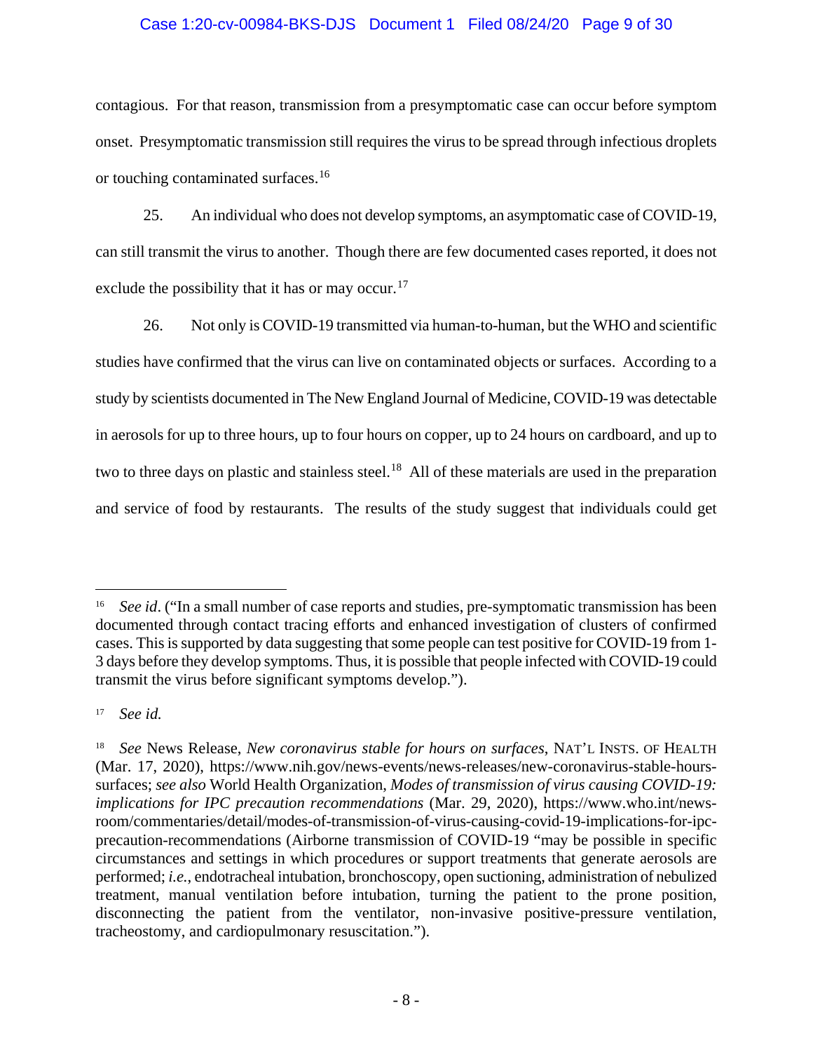contagious. For that reason, transmission from a presymptomatic case can occur before symptom onset. Presymptomatic transmission still requires the virus to be spread through infectious droplets or touching contaminated surfaces.[16]

25. An individual who does not develop symptoms, an asymptomatic case of COVID-19, can still transmit the virus to another. Though there are few documented cases reported, it does not exclude the possibility that it has or may occur.[17]

26. Not only is COVID-19 transmitted via human-to-human, but the WHO and scientific studies have confirmed that the virus can live on contaminated objects or surfaces. According to a study by scientists documented in The New England Journal of Medicine, COVID-19 was detectable in aerosols for up to three hours, up to four hours on copper, up to 24 hours on cardboard, and up to two to three days on plastic and stainless steel.[18] All of these materials are used in the preparation and service of food by restaurants. The results of the study suggest that individuals could get

---

[16] *See id*. ("In a small number of case reports and studies, pre-symptomatic transmission has been documented through contact tracing efforts and enhanced investigation of clusters of confirmed cases. This is supported by data suggesting that some people can test positive for COVID-19 from 1-3 days before they develop symptoms. Thus, it is possible that people infected with COVID-19 could transmit the virus before significant symptoms develop.").

[17] *See id.*

[18] *See* News Release, *New coronavirus stable for hours on surfaces*, NAT'L INSTS. OF HEALTH (Mar. 17, 2020), https://www.nih.gov/news-events/news-releases/new-coronavirus-stable-hours-surfaces; *see also* World Health Organization, *Modes of transmission of virus causing COVID-19: implications for IPC precaution recommendations* (Mar. 29, 2020), https://www.who.int/news-room/commentaries/detail/modes-of-transmission-of-virus-causing-covid-19-implications-for-ipc-precaution-recommendations (Airborne transmission of COVID-19 "may be possible in specific circumstances and settings in which procedures or support treatments that generate aerosols are performed; *i.e.*, endotracheal intubation, bronchoscopy, open suctioning, administration of nebulized treatment, manual ventilation before intubation, turning the patient to the prone position, disconnecting the patient from the ventilator, non-invasive positive-pressure ventilation, tracheostomy, and cardiopulmonary resuscitation.").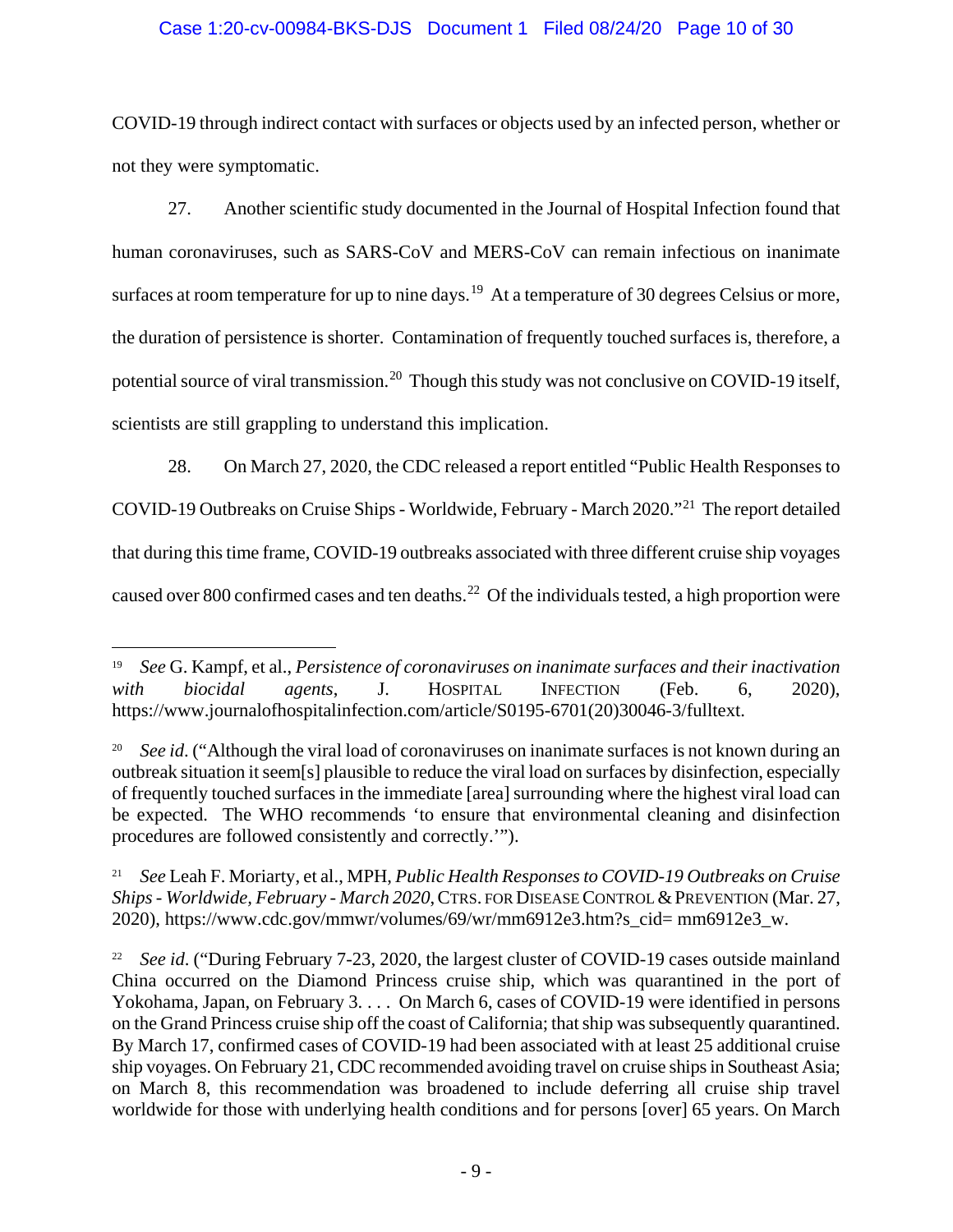COVID-19 through indirect contact with surfaces or objects used by an infected person, whether or not they were symptomatic.

27. Another scientific study documented in the Journal of Hospital Infection found that human coronaviruses, such as SARS-CoV and MERS-CoV can remain infectious on inanimate surfaces at room temperature for up to nine days.[19] At a temperature of 30 degrees Celsius or more, the duration of persistence is shorter. Contamination of frequently touched surfaces is, therefore, a potential source of viral transmission.[20] Though this study was not conclusive on COVID-19 itself, scientists are still grappling to understand this implication.

28. On March 27, 2020, the CDC released a report entitled "Public Health Responses to COVID-19 Outbreaks on Cruise Ships - Worldwide, February - March 2020."[21] The report detailed that during this time frame, COVID-19 outbreaks associated with three different cruise ship voyages caused over 800 confirmed cases and ten deaths.[22] Of the individuals tested, a high proportion were

---

[19] *See* G. Kampf, et al., *Persistence of coronaviruses on inanimate surfaces and their inactivation with biocidal agents*, J. HOSPITAL INFECTION (Feb. 6, 2020), https://www.journalofhospitalinfection.com/article/S0195-6701(20)30046-3/fulltext.

[20] *See id.* ("Although the viral load of coronaviruses on inanimate surfaces is not known during an outbreak situation it seem[s] plausible to reduce the viral load on surfaces by disinfection, especially of frequently touched surfaces in the immediate [area] surrounding where the highest viral load can be expected. The WHO recommends 'to ensure that environmental cleaning and disinfection procedures are followed consistently and correctly.'").

[21] *See* Leah F. Moriarty, et al., MPH, *Public Health Responses to COVID-19 Outbreaks on Cruise Ships - Worldwide, February - March 2020*, CTRS. FOR DISEASE CONTROL & PREVENTION (Mar. 27, 2020), https://www.cdc.gov/mmwr/volumes/69/wr/mm6912e3.htm?s_cid= mm6912e3_w.

[22] *See id.* ("During February 7-23, 2020, the largest cluster of COVID-19 cases outside mainland China occurred on the Diamond Princess cruise ship, which was quarantined in the port of Yokohama, Japan, on February 3. . . . On March 6, cases of COVID-19 were identified in persons on the Grand Princess cruise ship off the coast of California; that ship was subsequently quarantined. By March 17, confirmed cases of COVID-19 had been associated with at least 25 additional cruise ship voyages. On February 21, CDC recommended avoiding travel on cruise ships in Southeast Asia; on March 8, this recommendation was broadened to include deferring all cruise ship travel worldwide for those with underlying health conditions and for persons [over] 65 years. On March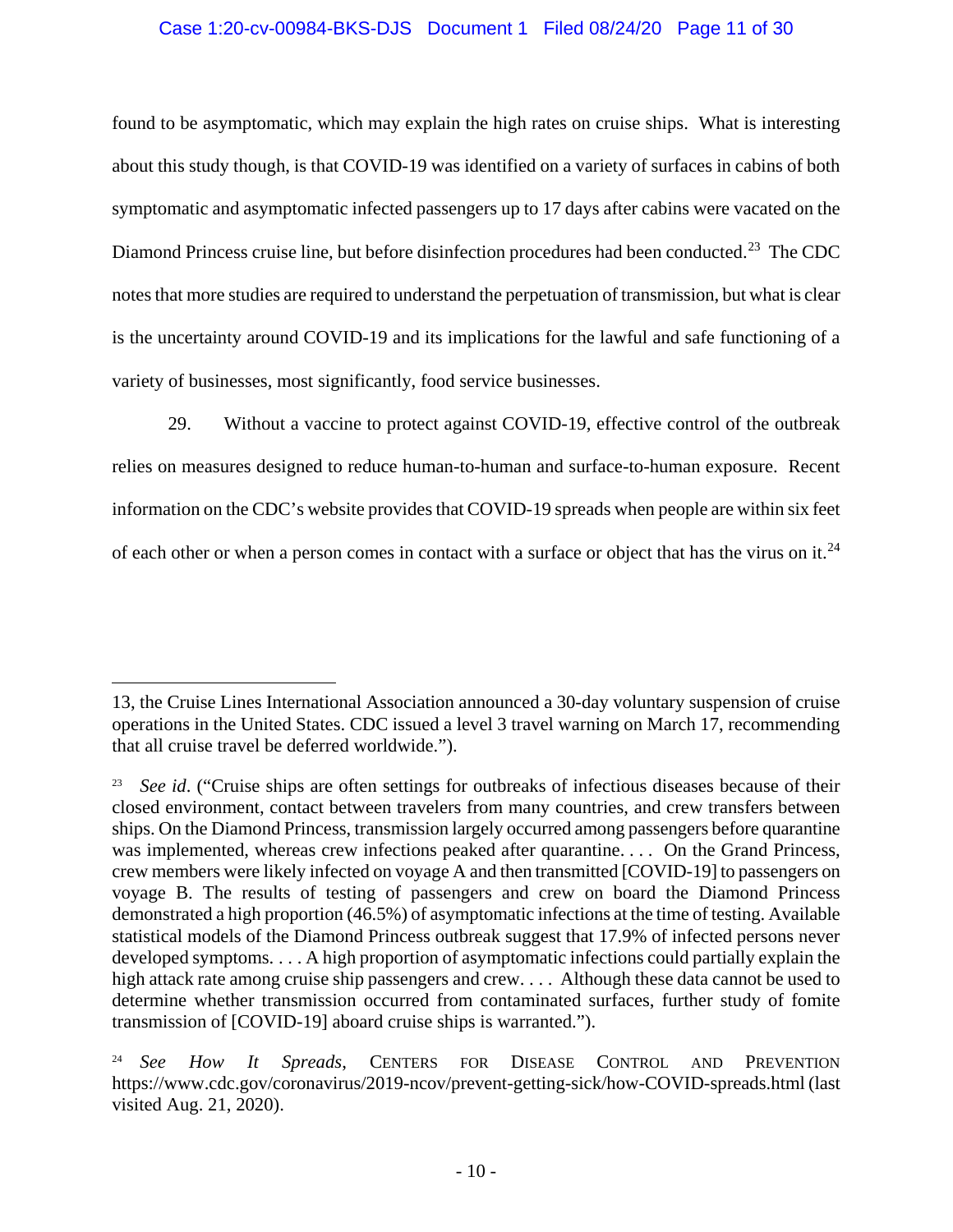found to be asymptomatic, which may explain the high rates on cruise ships. What is interesting about this study though, is that COVID-19 was identified on a variety of surfaces in cabins of both symptomatic and asymptomatic infected passengers up to 17 days after cabins were vacated on the Diamond Princess cruise line, but before disinfection procedures had been conducted.[23] The CDC notes that more studies are required to understand the perpetuation of transmission, but what is clear is the uncertainty around COVID-19 and its implications for the lawful and safe functioning of a variety of businesses, most significantly, food service businesses.

29. Without a vaccine to protect against COVID-19, effective control of the outbreak relies on measures designed to reduce human-to-human and surface-to-human exposure. Recent information on the CDC's website provides that COVID-19 spreads when people are within six feet of each other or when a person comes in contact with a surface or object that has the virus on it.[24]

---

13, the Cruise Lines International Association announced a 30-day voluntary suspension of cruise operations in the United States. CDC issued a level 3 travel warning on March 17, recommending that all cruise travel be deferred worldwide.").

[23] *See id*. ("Cruise ships are often settings for outbreaks of infectious diseases because of their closed environment, contact between travelers from many countries, and crew transfers between ships. On the Diamond Princess, transmission largely occurred among passengers before quarantine was implemented, whereas crew infections peaked after quarantine. . . . On the Grand Princess, crew members were likely infected on voyage A and then transmitted [COVID-19] to passengers on voyage B. The results of testing of passengers and crew on board the Diamond Princess demonstrated a high proportion (46.5%) of asymptomatic infections at the time of testing. Available statistical models of the Diamond Princess outbreak suggest that 17.9% of infected persons never developed symptoms. . . . A high proportion of asymptomatic infections could partially explain the high attack rate among cruise ship passengers and crew. . . . Although these data cannot be used to determine whether transmission occurred from contaminated surfaces, further study of fomite transmission of [COVID-19] aboard cruise ships is warranted.").

[24] *See How It Spreads*, CENTERS FOR DISEASE CONTROL AND PREVENTION https://www.cdc.gov/coronavirus/2019-ncov/prevent-getting-sick/how-COVID-spreads.html (last visited Aug. 21, 2020).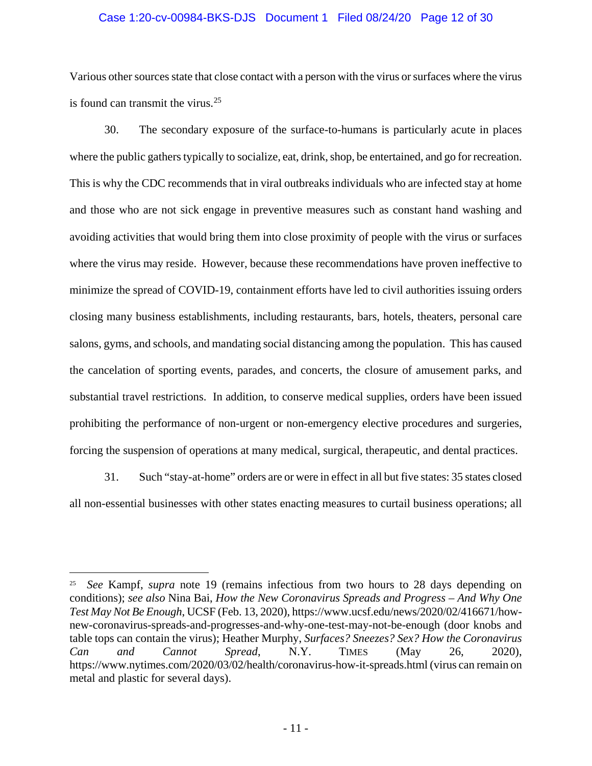Various other sources state that close contact with a person with the virus or surfaces where the virus is found can transmit the virus.[25]

30. The secondary exposure of the surface-to-humans is particularly acute in places where the public gathers typically to socialize, eat, drink, shop, be entertained, and go for recreation. This is why the CDC recommends that in viral outbreaks individuals who are infected stay at home and those who are not sick engage in preventive measures such as constant hand washing and avoiding activities that would bring them into close proximity of people with the virus or surfaces where the virus may reside. However, because these recommendations have proven ineffective to minimize the spread of COVID-19, containment efforts have led to civil authorities issuing orders closing many business establishments, including restaurants, bars, hotels, theaters, personal care salons, gyms, and schools, and mandating social distancing among the population. This has caused the cancelation of sporting events, parades, and concerts, the closure of amusement parks, and substantial travel restrictions. In addition, to conserve medical supplies, orders have been issued prohibiting the performance of non-urgent or non-emergency elective procedures and surgeries, forcing the suspension of operations at many medical, surgical, therapeutic, and dental practices.

31. Such "stay-at-home" orders are or were in effect in all but five states: 35 states closed all non-essential businesses with other states enacting measures to curtail business operations; all

---

[25] *See* Kampf, *supra* note 19 (remains infectious from two hours to 28 days depending on conditions); *see also* Nina Bai, *How the New Coronavirus Spreads and Progress – And Why One Test May Not Be Enough*, UCSF (Feb. 13, 2020), https://www.ucsf.edu/news/2020/02/416671/how-new-coronavirus-spreads-and-progresses-and-why-one-test-may-not-be-enough (door knobs and table tops can contain the virus); Heather Murphy, *Surfaces? Sneezes? Sex? How the Coronavirus Can and Cannot Spread*, N.Y. TIMES (May 26, 2020), https://www.nytimes.com/2020/03/02/health/coronavirus-how-it-spreads.html (virus can remain on metal and plastic for several days).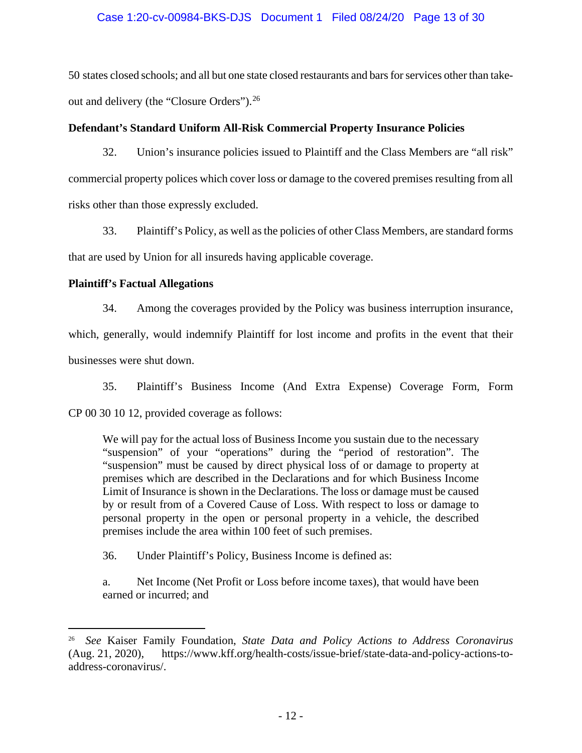50 states closed schools; and all but one state closed restaurants and bars for services other than take-out and delivery (the "Closure Orders").[26]

**Defendant's Standard Uniform All-Risk Commercial Property Insurance Policies**

32. Union's insurance policies issued to Plaintiff and the Class Members are "all risk" commercial property polices which cover loss or damage to the covered premises resulting from all risks other than those expressly excluded.

33. Plaintiff's Policy, as well as the policies of other Class Members, are standard forms that are used by Union for all insureds having applicable coverage.

**Plaintiff's Factual Allegations**

34. Among the coverages provided by the Policy was business interruption insurance, which, generally, would indemnify Plaintiff for lost income and profits in the event that their businesses were shut down.

35. Plaintiff's Business Income (And Extra Expense) Coverage Form, Form CP 00 30 10 12, provided coverage as follows:

> We will pay for the actual loss of Business Income you sustain due to the necessary "suspension" of your "operations" during the "period of restoration". The "suspension" must be caused by direct physical loss of or damage to property at premises which are described in the Declarations and for which Business Income Limit of Insurance is shown in the Declarations. The loss or damage must be caused by or result from of a Covered Cause of Loss. With respect to loss or damage to personal property in the open or personal property in a vehicle, the described premises include the area within 100 feet of such premises.

36. Under Plaintiff's Policy, Business Income is defined as:

> a. Net Income (Net Profit or Loss before income taxes), that would have been earned or incurred; and

---

[26] *See* Kaiser Family Foundation, *State Data and Policy Actions to Address Coronavirus* (Aug. 21, 2020), https://www.kff.org/health-costs/issue-brief/state-data-and-policy-actions-to-address-coronavirus/.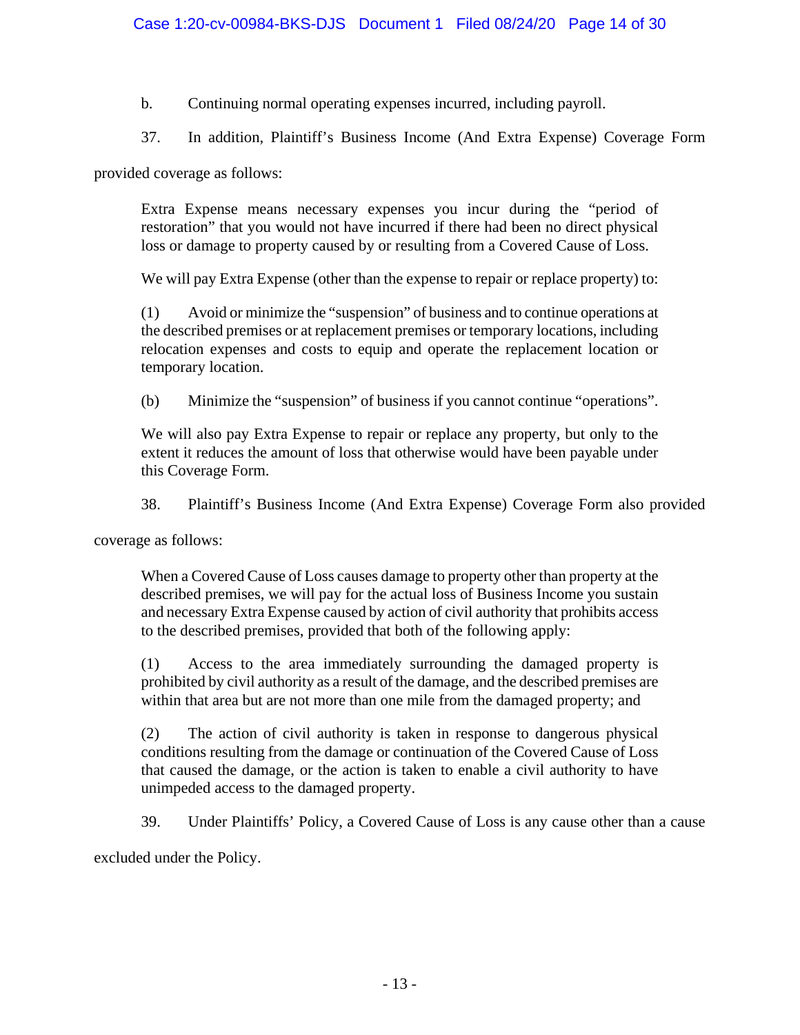b. Continuing normal operating expenses incurred, including payroll.

37. In addition, Plaintiff's Business Income (And Extra Expense) Coverage Form provided coverage as follows:

> Extra Expense means necessary expenses you incur during the "period of restoration" that you would not have incurred if there had been no direct physical loss or damage to property caused by or resulting from a Covered Cause of Loss.
>
> We will pay Extra Expense (other than the expense to repair or replace property) to:
>
> (1) Avoid or minimize the "suspension" of business and to continue operations at the described premises or at replacement premises or temporary locations, including relocation expenses and costs to equip and operate the replacement location or temporary location.
>
> (b) Minimize the "suspension" of business if you cannot continue "operations".
>
> We will also pay Extra Expense to repair or replace any property, but only to the extent it reduces the amount of loss that otherwise would have been payable under this Coverage Form.

38. Plaintiff's Business Income (And Extra Expense) Coverage Form also provided coverage as follows:

> When a Covered Cause of Loss causes damage to property other than property at the described premises, we will pay for the actual loss of Business Income you sustain and necessary Extra Expense caused by action of civil authority that prohibits access to the described premises, provided that both of the following apply:
>
> (1) Access to the area immediately surrounding the damaged property is prohibited by civil authority as a result of the damage, and the described premises are within that area but are not more than one mile from the damaged property; and
>
> (2) The action of civil authority is taken in response to dangerous physical conditions resulting from the damage or continuation of the Covered Cause of Loss that caused the damage, or the action is taken to enable a civil authority to have unimpeded access to the damaged property.

39. Under Plaintiffs' Policy, a Covered Cause of Loss is any cause other than a cause excluded under the Policy.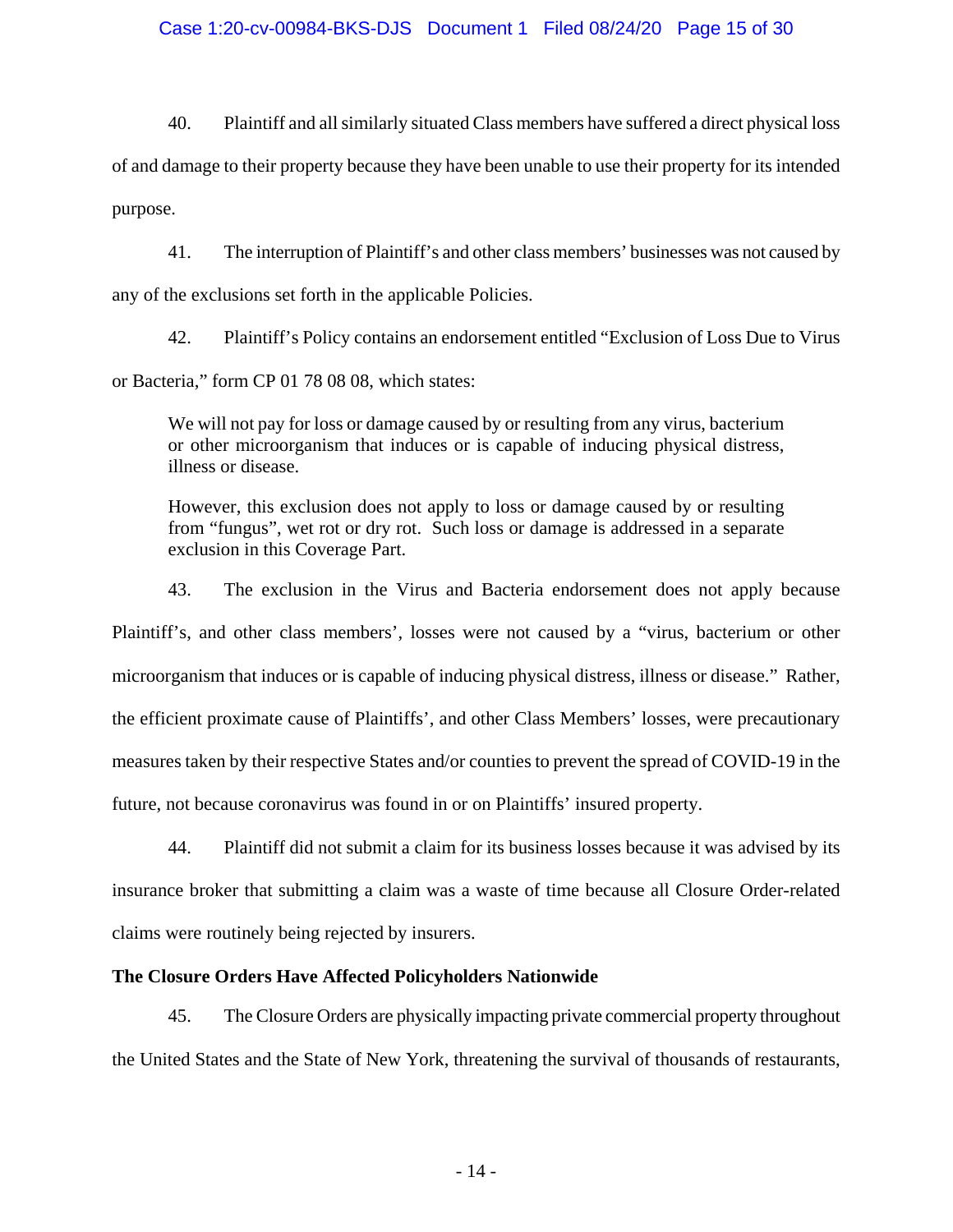40. Plaintiff and all similarly situated Class members have suffered a direct physical loss of and damage to their property because they have been unable to use their property for its intended purpose.

41. The interruption of Plaintiff's and other class members' businesses was not caused by any of the exclusions set forth in the applicable Policies.

42. Plaintiff's Policy contains an endorsement entitled "Exclusion of Loss Due to Virus or Bacteria," form CP 01 78 08 08, which states:

> We will not pay for loss or damage caused by or resulting from any virus, bacterium or other microorganism that induces or is capable of inducing physical distress, illness or disease.
>
> However, this exclusion does not apply to loss or damage caused by or resulting from "fungus", wet rot or dry rot. Such loss or damage is addressed in a separate exclusion in this Coverage Part.

43. The exclusion in the Virus and Bacteria endorsement does not apply because Plaintiff's, and other class members', losses were not caused by a "virus, bacterium or other microorganism that induces or is capable of inducing physical distress, illness or disease." Rather, the efficient proximate cause of Plaintiffs', and other Class Members' losses, were precautionary measures taken by their respective States and/or counties to prevent the spread of COVID-19 in the future, not because coronavirus was found in or on Plaintiffs' insured property.

44. Plaintiff did not submit a claim for its business losses because it was advised by its insurance broker that submitting a claim was a waste of time because all Closure Order-related claims were routinely being rejected by insurers.

**The Closure Orders Have Affected Policyholders Nationwide**

45. The Closure Orders are physically impacting private commercial property throughout the United States and the State of New York, threatening the survival of thousands of restaurants,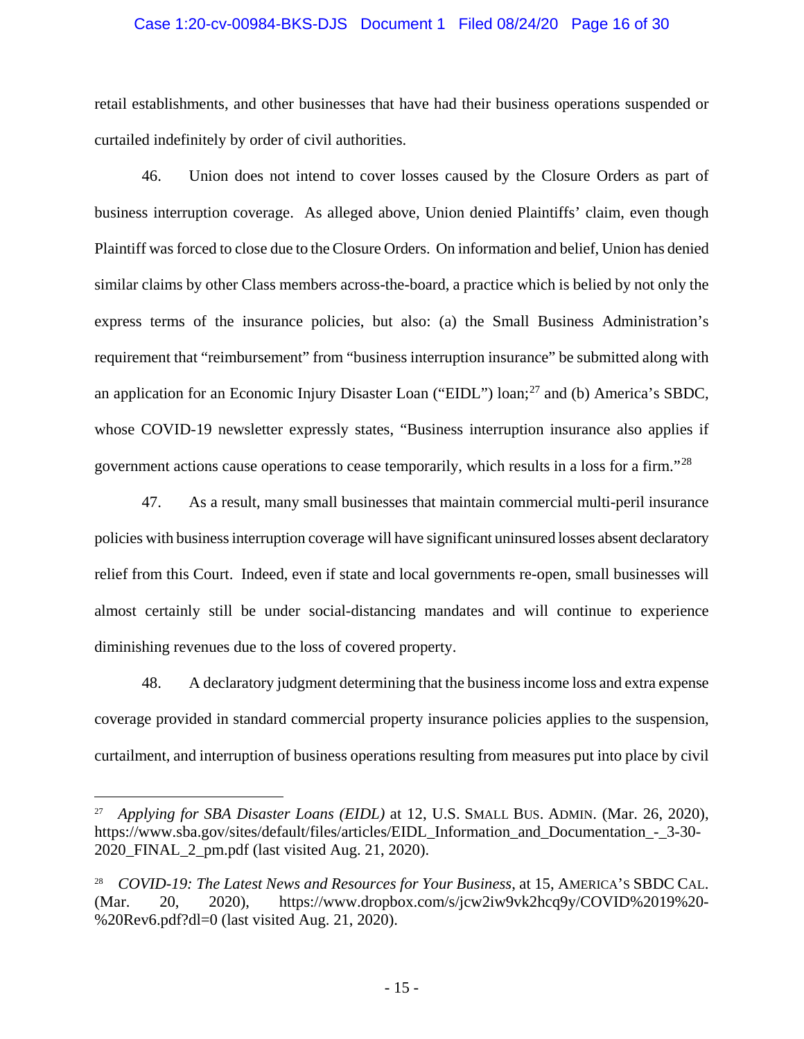retail establishments, and other businesses that have had their business operations suspended or curtailed indefinitely by order of civil authorities.

46. Union does not intend to cover losses caused by the Closure Orders as part of business interruption coverage. As alleged above, Union denied Plaintiffs' claim, even though Plaintiff was forced to close due to the Closure Orders. On information and belief, Union has denied similar claims by other Class members across-the-board, a practice which is belied by not only the express terms of the insurance policies, but also: (a) the Small Business Administration's requirement that "reimbursement" from "business interruption insurance" be submitted along with an application for an Economic Injury Disaster Loan ("EIDL") loan;[27] and (b) America's SBDC, whose COVID-19 newsletter expressly states, "Business interruption insurance also applies if government actions cause operations to cease temporarily, which results in a loss for a firm."[28]

47. As a result, many small businesses that maintain commercial multi-peril insurance policies with business interruption coverage will have significant uninsured losses absent declaratory relief from this Court. Indeed, even if state and local governments re-open, small businesses will almost certainly still be under social-distancing mandates and will continue to experience diminishing revenues due to the loss of covered property.

48. A declaratory judgment determining that the business income loss and extra expense coverage provided in standard commercial property insurance policies applies to the suspension, curtailment, and interruption of business operations resulting from measures put into place by civil

---

[27] *Applying for SBA Disaster Loans (EIDL)* at 12, U.S. SMALL BUS. ADMIN. (Mar. 26, 2020), https://www.sba.gov/sites/default/files/articles/EIDL_Information_and_Documentation_-_3-30-2020_FINAL_2_pm.pdf (last visited Aug. 21, 2020).

[28] *COVID-19: The Latest News and Resources for Your Business*, at 15, AMERICA'S SBDC CAL. (Mar. 20, 2020), https://www.dropbox.com/s/jcw2iw9vk2hcq9y/COVID%2019%20-%20Rev6.pdf?dl=0 (last visited Aug. 21, 2020).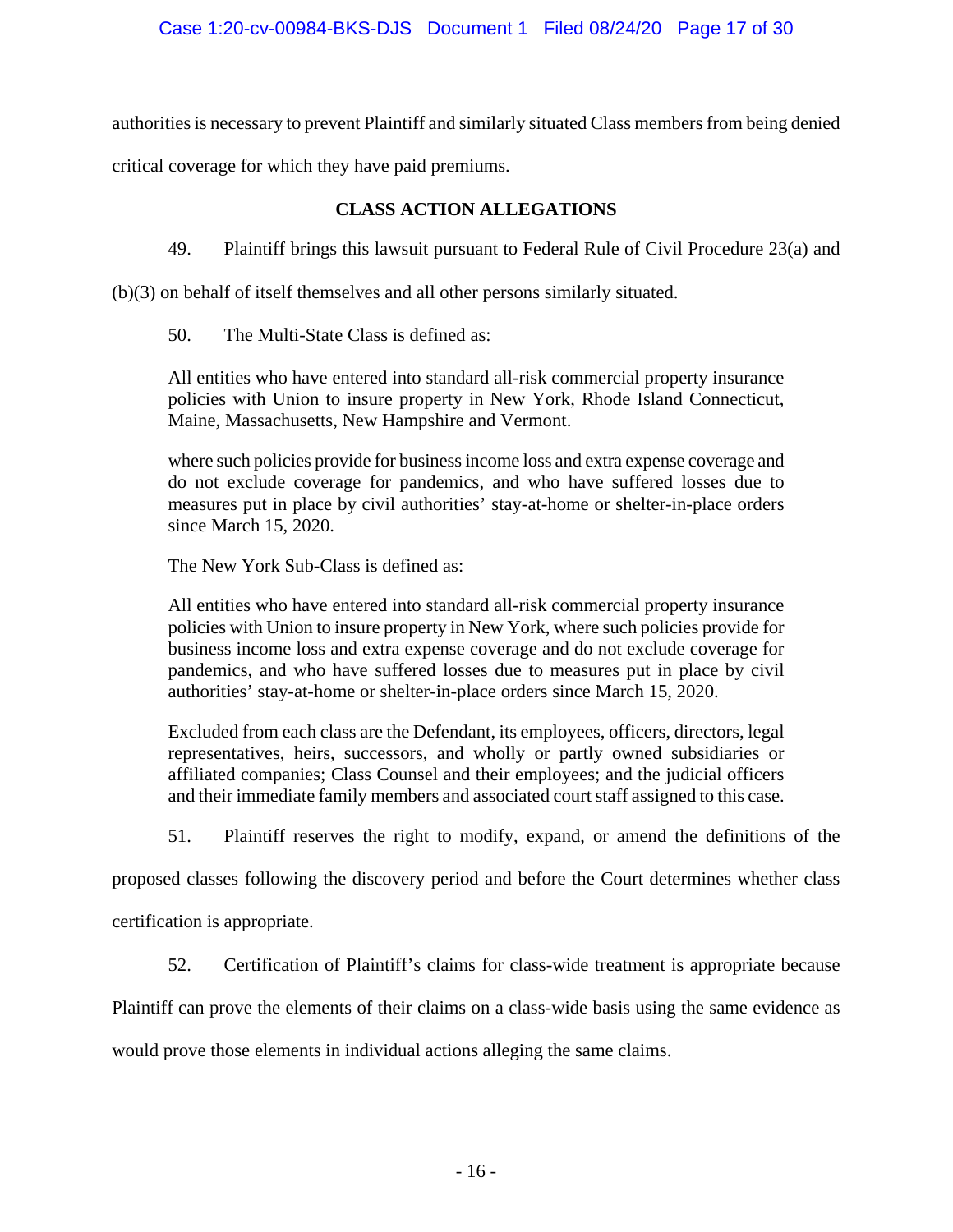authorities is necessary to prevent Plaintiff and similarly situated Class members from being denied critical coverage for which they have paid premiums.

## CLASS ACTION ALLEGATIONS

49. Plaintiff brings this lawsuit pursuant to Federal Rule of Civil Procedure 23(a) and (b)(3) on behalf of itself themselves and all other persons similarly situated.

50. The Multi-State Class is defined as:

> All entities who have entered into standard all-risk commercial property insurance policies with Union to insure property in New York, Rhode Island Connecticut, Maine, Massachusetts, New Hampshire and Vermont.
>
> where such policies provide for business income loss and extra expense coverage and do not exclude coverage for pandemics, and who have suffered losses due to measures put in place by civil authorities' stay-at-home or shelter-in-place orders since March 15, 2020.
>
> The New York Sub-Class is defined as:
>
> All entities who have entered into standard all-risk commercial property insurance policies with Union to insure property in New York, where such policies provide for business income loss and extra expense coverage and do not exclude coverage for pandemics, and who have suffered losses due to measures put in place by civil authorities' stay-at-home or shelter-in-place orders since March 15, 2020.
>
> Excluded from each class are the Defendant, its employees, officers, directors, legal representatives, heirs, successors, and wholly or partly owned subsidiaries or affiliated companies; Class Counsel and their employees; and the judicial officers and their immediate family members and associated court staff assigned to this case.

51. Plaintiff reserves the right to modify, expand, or amend the definitions of the proposed classes following the discovery period and before the Court determines whether class certification is appropriate.

52. Certification of Plaintiff's claims for class-wide treatment is appropriate because Plaintiff can prove the elements of their claims on a class-wide basis using the same evidence as would prove those elements in individual actions alleging the same claims.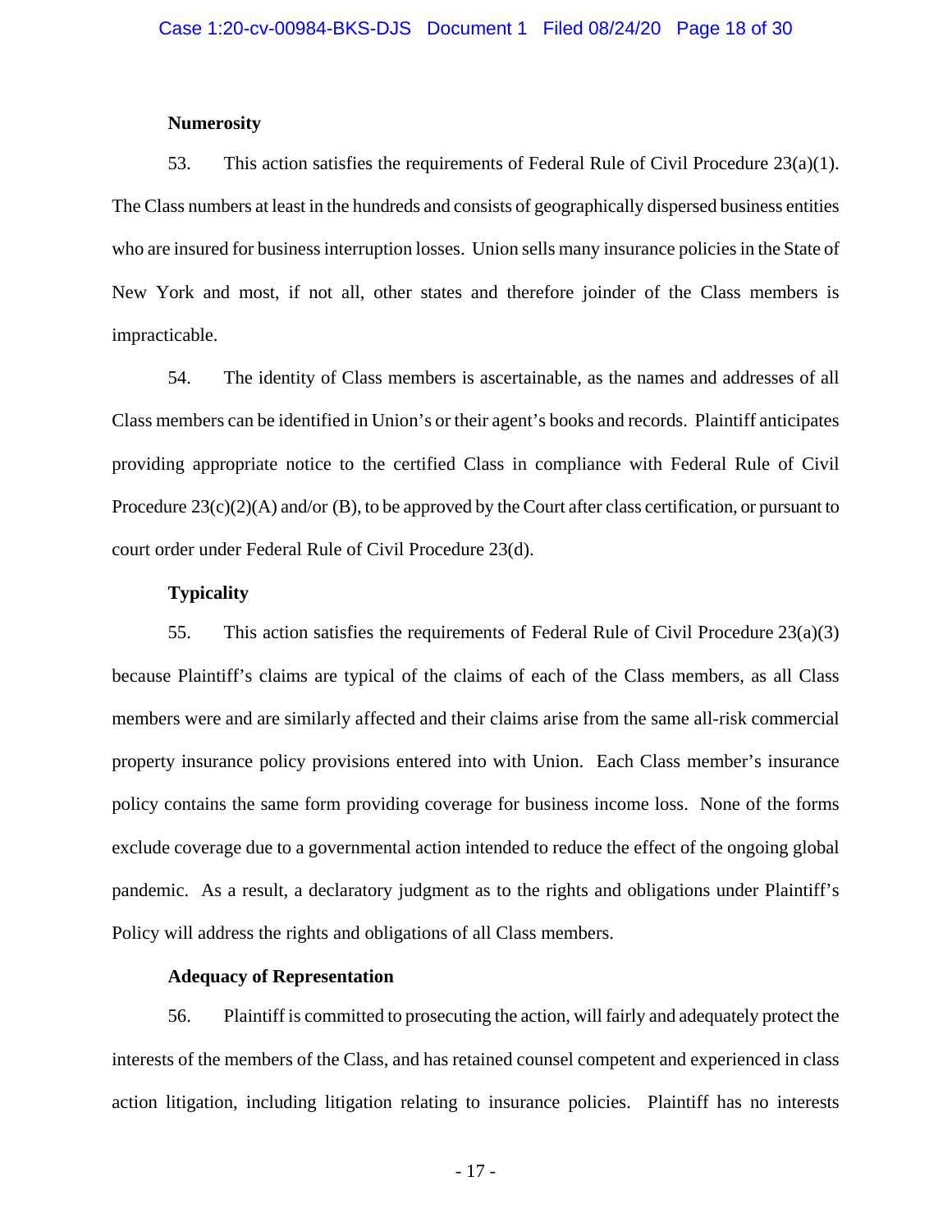**Numerosity**

53. This action satisfies the requirements of Federal Rule of Civil Procedure 23(a)(1). The Class numbers at least in the hundreds and consists of geographically dispersed business entities who are insured for business interruption losses. Union sells many insurance policies in the State of New York and most, if not all, other states and therefore joinder of the Class members is impracticable.

54. The identity of Class members is ascertainable, as the names and addresses of all Class members can be identified in Union's or their agent's books and records. Plaintiff anticipates providing appropriate notice to the certified Class in compliance with Federal Rule of Civil Procedure 23(c)(2)(A) and/or (B), to be approved by the Court after class certification, or pursuant to court order under Federal Rule of Civil Procedure 23(d).

**Typicality**

55. This action satisfies the requirements of Federal Rule of Civil Procedure 23(a)(3) because Plaintiff's claims are typical of the claims of each of the Class members, as all Class members were and are similarly affected and their claims arise from the same all-risk commercial property insurance policy provisions entered into with Union. Each Class member's insurance policy contains the same form providing coverage for business income loss. None of the forms exclude coverage due to a governmental action intended to reduce the effect of the ongoing global pandemic. As a result, a declaratory judgment as to the rights and obligations under Plaintiff's Policy will address the rights and obligations of all Class members.

**Adequacy of Representation**

56. Plaintiff is committed to prosecuting the action, will fairly and adequately protect the interests of the members of the Class, and has retained counsel competent and experienced in class action litigation, including litigation relating to insurance policies. Plaintiff has no interests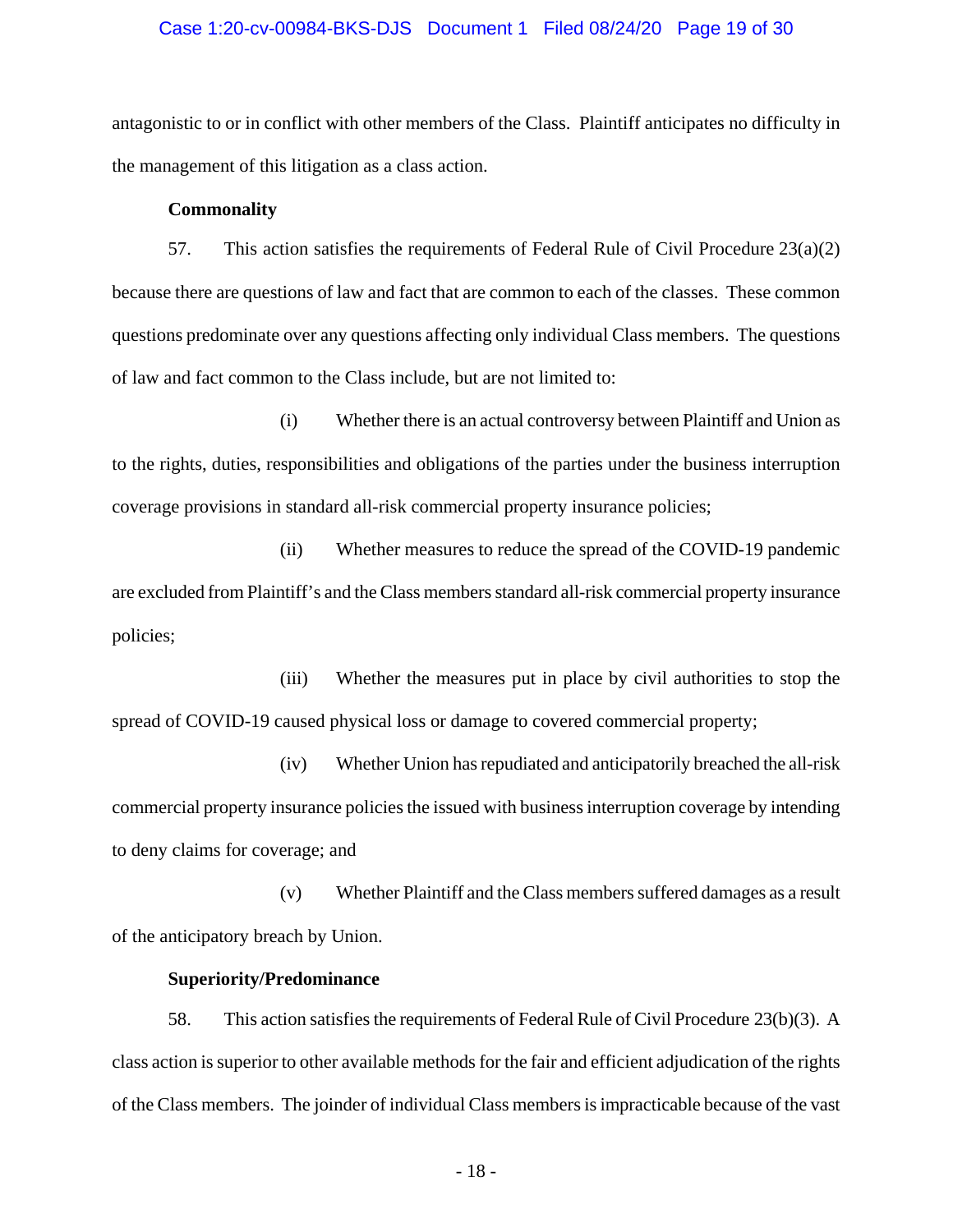antagonistic to or in conflict with other members of the Class. Plaintiff anticipates no difficulty in the management of this litigation as a class action.

**Commonality**

57. This action satisfies the requirements of Federal Rule of Civil Procedure 23(a)(2) because there are questions of law and fact that are common to each of the classes. These common questions predominate over any questions affecting only individual Class members. The questions of law and fact common to the Class include, but are not limited to:

(i) Whether there is an actual controversy between Plaintiff and Union as to the rights, duties, responsibilities and obligations of the parties under the business interruption coverage provisions in standard all-risk commercial property insurance policies;

(ii) Whether measures to reduce the spread of the COVID-19 pandemic are excluded from Plaintiff's and the Class members standard all-risk commercial property insurance policies;

(iii) Whether the measures put in place by civil authorities to stop the spread of COVID-19 caused physical loss or damage to covered commercial property;

(iv) Whether Union has repudiated and anticipatorily breached the all-risk commercial property insurance policies the issued with business interruption coverage by intending to deny claims for coverage; and

(v) Whether Plaintiff and the Class members suffered damages as a result of the anticipatory breach by Union.

**Superiority/Predominance**

58. This action satisfies the requirements of Federal Rule of Civil Procedure 23(b)(3). A class action is superior to other available methods for the fair and efficient adjudication of the rights of the Class members. The joinder of individual Class members is impracticable because of the vast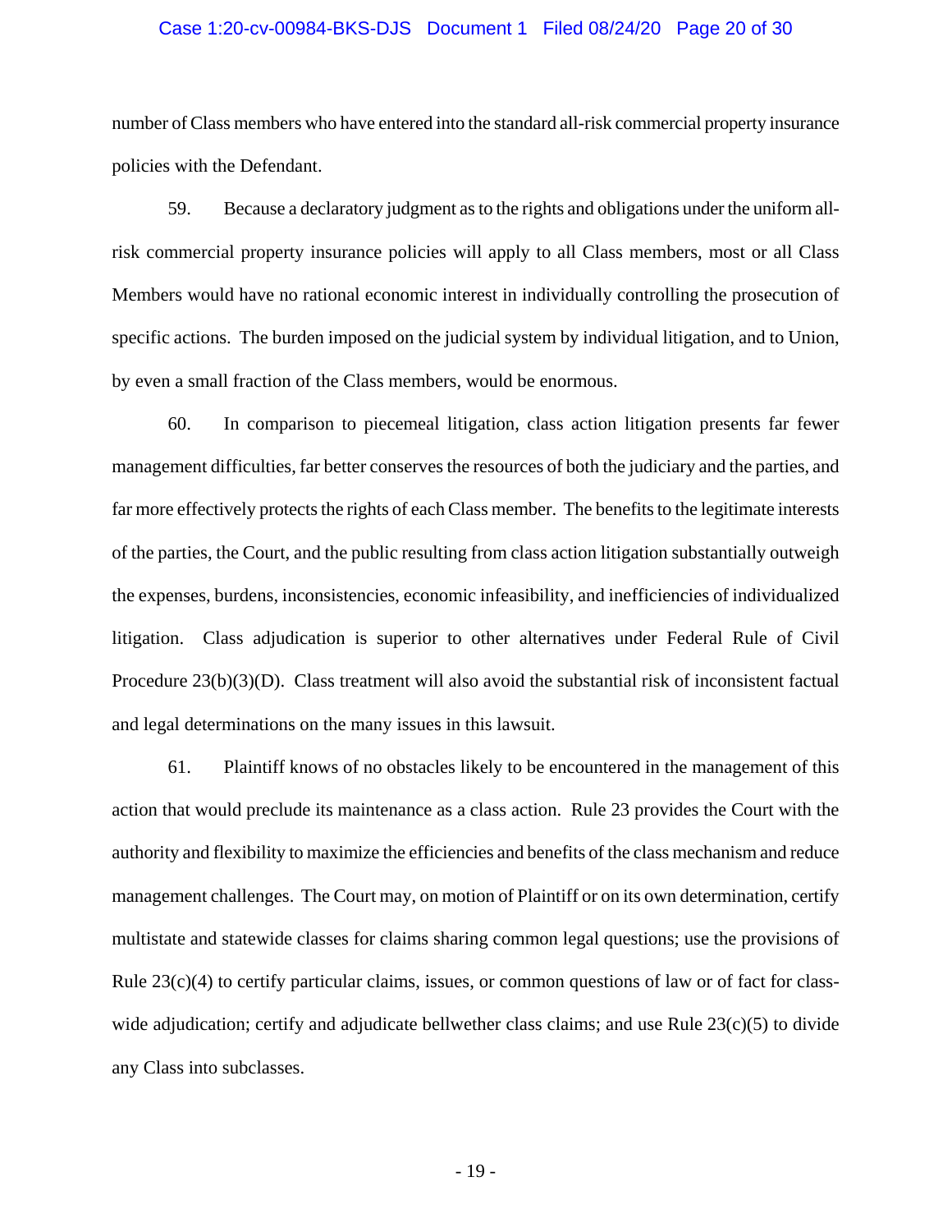number of Class members who have entered into the standard all-risk commercial property insurance policies with the Defendant.

59. Because a declaratory judgment as to the rights and obligations under the uniform all-risk commercial property insurance policies will apply to all Class members, most or all Class Members would have no rational economic interest in individually controlling the prosecution of specific actions. The burden imposed on the judicial system by individual litigation, and to Union, by even a small fraction of the Class members, would be enormous.

60. In comparison to piecemeal litigation, class action litigation presents far fewer management difficulties, far better conserves the resources of both the judiciary and the parties, and far more effectively protects the rights of each Class member. The benefits to the legitimate interests of the parties, the Court, and the public resulting from class action litigation substantially outweigh the expenses, burdens, inconsistencies, economic infeasibility, and inefficiencies of individualized litigation. Class adjudication is superior to other alternatives under Federal Rule of Civil Procedure 23(b)(3)(D). Class treatment will also avoid the substantial risk of inconsistent factual and legal determinations on the many issues in this lawsuit.

61. Plaintiff knows of no obstacles likely to be encountered in the management of this action that would preclude its maintenance as a class action. Rule 23 provides the Court with the authority and flexibility to maximize the efficiencies and benefits of the class mechanism and reduce management challenges. The Court may, on motion of Plaintiff or on its own determination, certify multistate and statewide classes for claims sharing common legal questions; use the provisions of Rule 23(c)(4) to certify particular claims, issues, or common questions of law or of fact for class-wide adjudication; certify and adjudicate bellwether class claims; and use Rule 23(c)(5) to divide any Class into subclasses.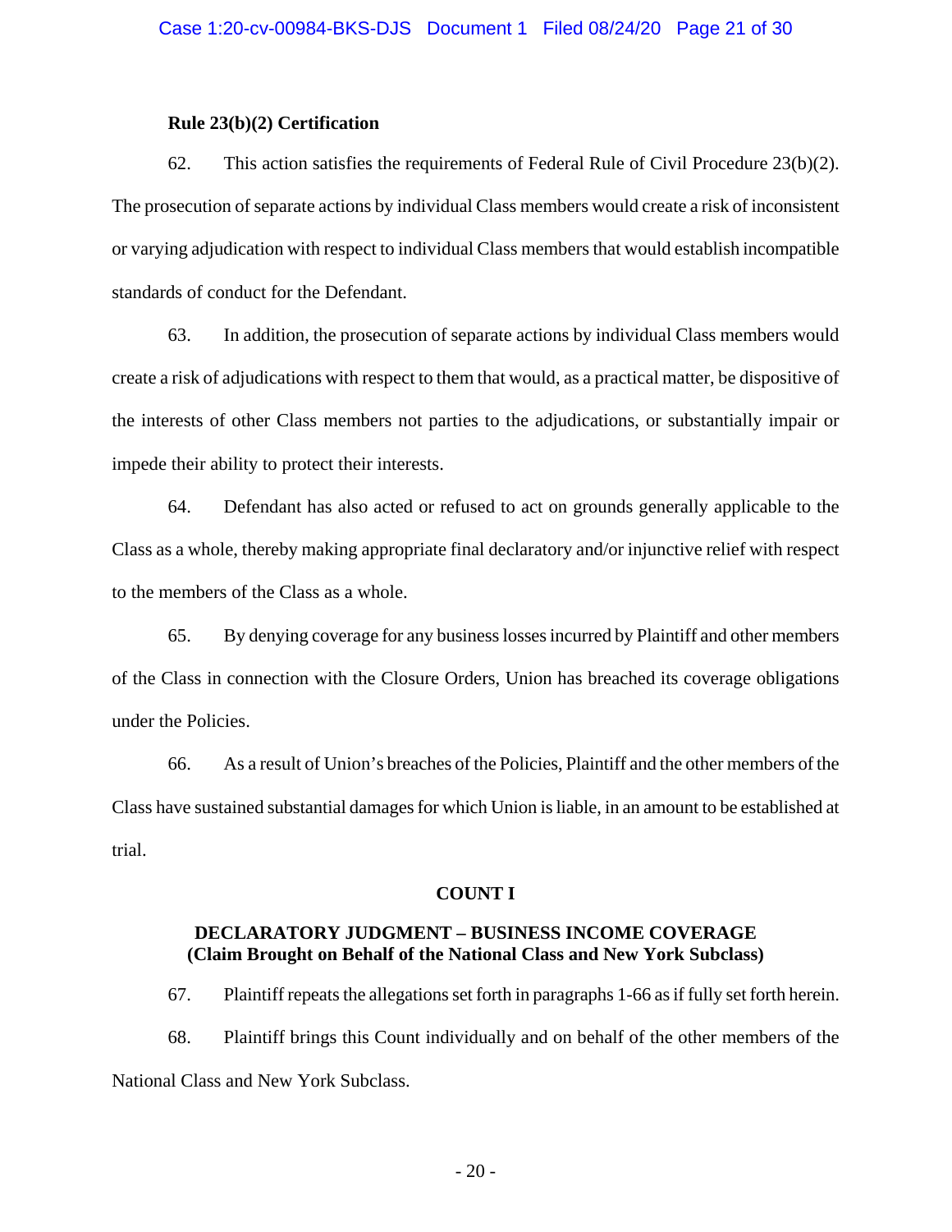**Rule 23(b)(2) Certification**

62. This action satisfies the requirements of Federal Rule of Civil Procedure 23(b)(2). The prosecution of separate actions by individual Class members would create a risk of inconsistent or varying adjudication with respect to individual Class members that would establish incompatible standards of conduct for the Defendant.

63. In addition, the prosecution of separate actions by individual Class members would create a risk of adjudications with respect to them that would, as a practical matter, be dispositive of the interests of other Class members not parties to the adjudications, or substantially impair or impede their ability to protect their interests.

64. Defendant has also acted or refused to act on grounds generally applicable to the Class as a whole, thereby making appropriate final declaratory and/or injunctive relief with respect to the members of the Class as a whole.

65. By denying coverage for any business losses incurred by Plaintiff and other members of the Class in connection with the Closure Orders, Union has breached its coverage obligations under the Policies.

66. As a result of Union's breaches of the Policies, Plaintiff and the other members of the Class have sustained substantial damages for which Union is liable, in an amount to be established at trial.

**COUNT I**

**DECLARATORY JUDGMENT – BUSINESS INCOME COVERAGE**
**(Claim Brought on Behalf of the National Class and New York Subclass)**

67. Plaintiff repeats the allegations set forth in paragraphs 1-66 as if fully set forth herein.

68. Plaintiff brings this Count individually and on behalf of the other members of the National Class and New York Subclass.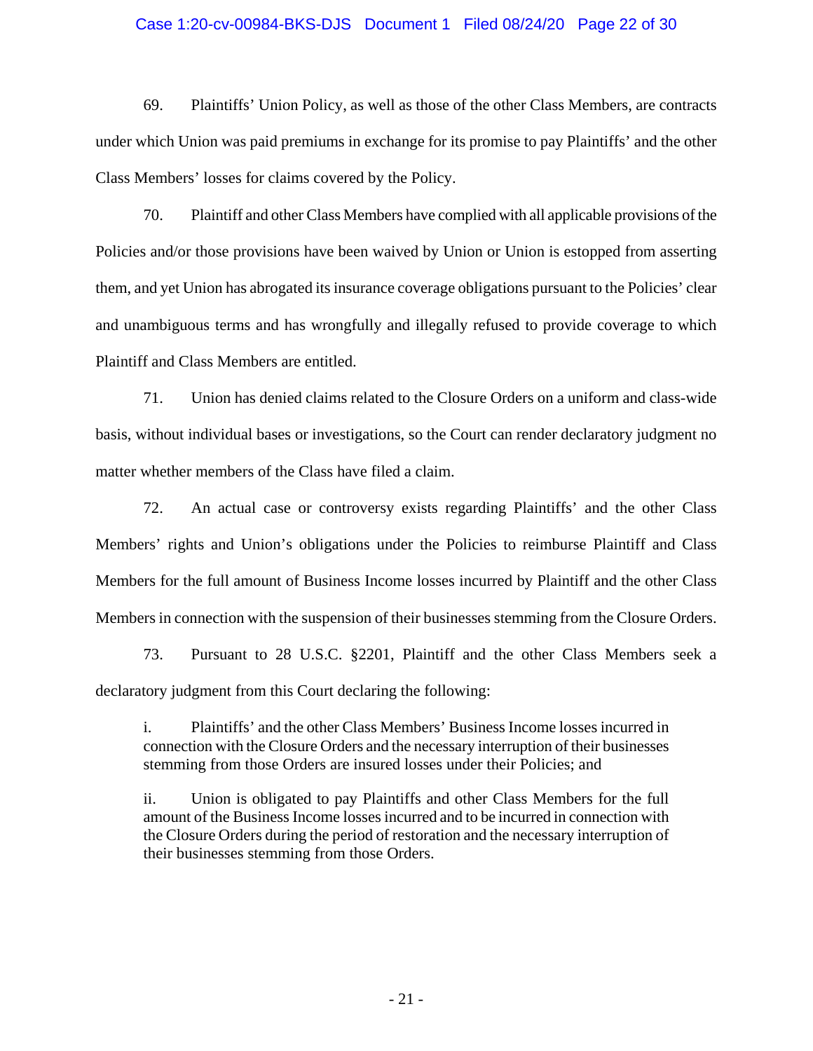69. Plaintiffs' Union Policy, as well as those of the other Class Members, are contracts under which Union was paid premiums in exchange for its promise to pay Plaintiffs' and the other Class Members' losses for claims covered by the Policy.

70. Plaintiff and other Class Members have complied with all applicable provisions of the Policies and/or those provisions have been waived by Union or Union is estopped from asserting them, and yet Union has abrogated its insurance coverage obligations pursuant to the Policies' clear and unambiguous terms and has wrongfully and illegally refused to provide coverage to which Plaintiff and Class Members are entitled.

71. Union has denied claims related to the Closure Orders on a uniform and class-wide basis, without individual bases or investigations, so the Court can render declaratory judgment no matter whether members of the Class have filed a claim.

72. An actual case or controversy exists regarding Plaintiffs' and the other Class Members' rights and Union's obligations under the Policies to reimburse Plaintiff and Class Members for the full amount of Business Income losses incurred by Plaintiff and the other Class Members in connection with the suspension of their businesses stemming from the Closure Orders.

73. Pursuant to 28 U.S.C. §2201, Plaintiff and the other Class Members seek a declaratory judgment from this Court declaring the following:

> i. Plaintiffs' and the other Class Members' Business Income losses incurred in connection with the Closure Orders and the necessary interruption of their businesses stemming from those Orders are insured losses under their Policies; and
>
> ii. Union is obligated to pay Plaintiffs and other Class Members for the full amount of the Business Income losses incurred and to be incurred in connection with the Closure Orders during the period of restoration and the necessary interruption of their businesses stemming from those Orders.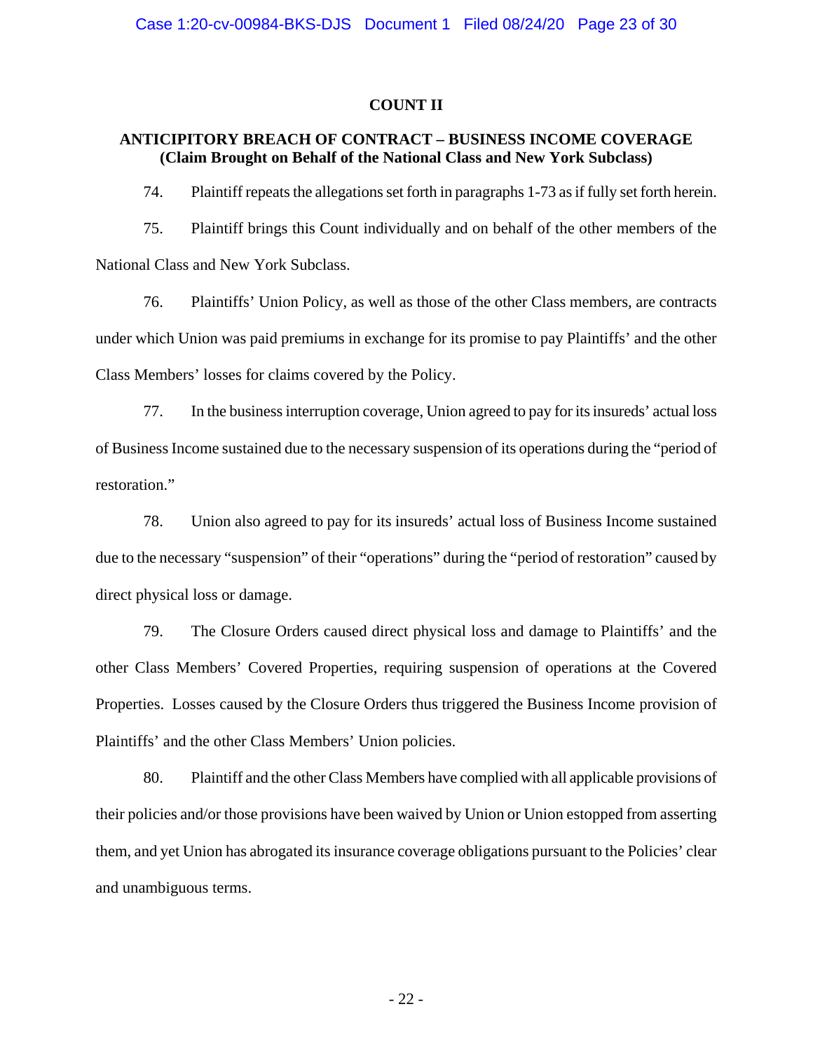## COUNT II

## ANTICIPITORY BREACH OF CONTRACT – BUSINESS INCOME COVERAGE (Claim Brought on Behalf of the National Class and New York Subclass)

74. Plaintiff repeats the allegations set forth in paragraphs 1-73 as if fully set forth herein.

75. Plaintiff brings this Count individually and on behalf of the other members of the National Class and New York Subclass.

76. Plaintiffs' Union Policy, as well as those of the other Class members, are contracts under which Union was paid premiums in exchange for its promise to pay Plaintiffs' and the other Class Members' losses for claims covered by the Policy.

77. In the business interruption coverage, Union agreed to pay for its insureds' actual loss of Business Income sustained due to the necessary suspension of its operations during the "period of restoration."

78. Union also agreed to pay for its insureds' actual loss of Business Income sustained due to the necessary "suspension" of their "operations" during the "period of restoration" caused by direct physical loss or damage.

79. The Closure Orders caused direct physical loss and damage to Plaintiffs' and the other Class Members' Covered Properties, requiring suspension of operations at the Covered Properties. Losses caused by the Closure Orders thus triggered the Business Income provision of Plaintiffs' and the other Class Members' Union policies.

80. Plaintiff and the other Class Members have complied with all applicable provisions of their policies and/or those provisions have been waived by Union or Union estopped from asserting them, and yet Union has abrogated its insurance coverage obligations pursuant to the Policies' clear and unambiguous terms.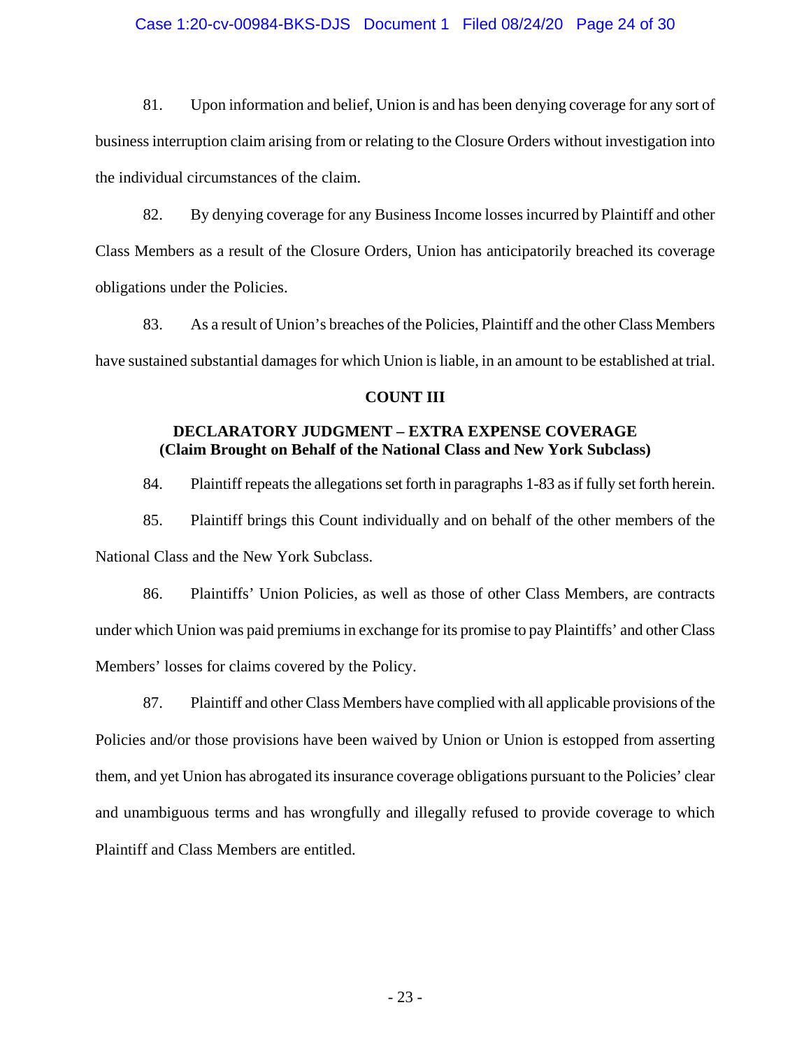81. Upon information and belief, Union is and has been denying coverage for any sort of business interruption claim arising from or relating to the Closure Orders without investigation into the individual circumstances of the claim.

82. By denying coverage for any Business Income losses incurred by Plaintiff and other Class Members as a result of the Closure Orders, Union has anticipatorily breached its coverage obligations under the Policies.

83. As a result of Union's breaches of the Policies, Plaintiff and the other Class Members have sustained substantial damages for which Union is liable, in an amount to be established at trial.

**COUNT III**

**DECLARATORY JUDGMENT – EXTRA EXPENSE COVERAGE**
**(Claim Brought on Behalf of the National Class and New York Subclass)**

84. Plaintiff repeats the allegations set forth in paragraphs 1-83 as if fully set forth herein.

85. Plaintiff brings this Count individually and on behalf of the other members of the National Class and the New York Subclass.

86. Plaintiffs' Union Policies, as well as those of other Class Members, are contracts under which Union was paid premiums in exchange for its promise to pay Plaintiffs' and other Class Members' losses for claims covered by the Policy.

87. Plaintiff and other Class Members have complied with all applicable provisions of the Policies and/or those provisions have been waived by Union or Union is estopped from asserting them, and yet Union has abrogated its insurance coverage obligations pursuant to the Policies' clear and unambiguous terms and has wrongfully and illegally refused to provide coverage to which Plaintiff and Class Members are entitled.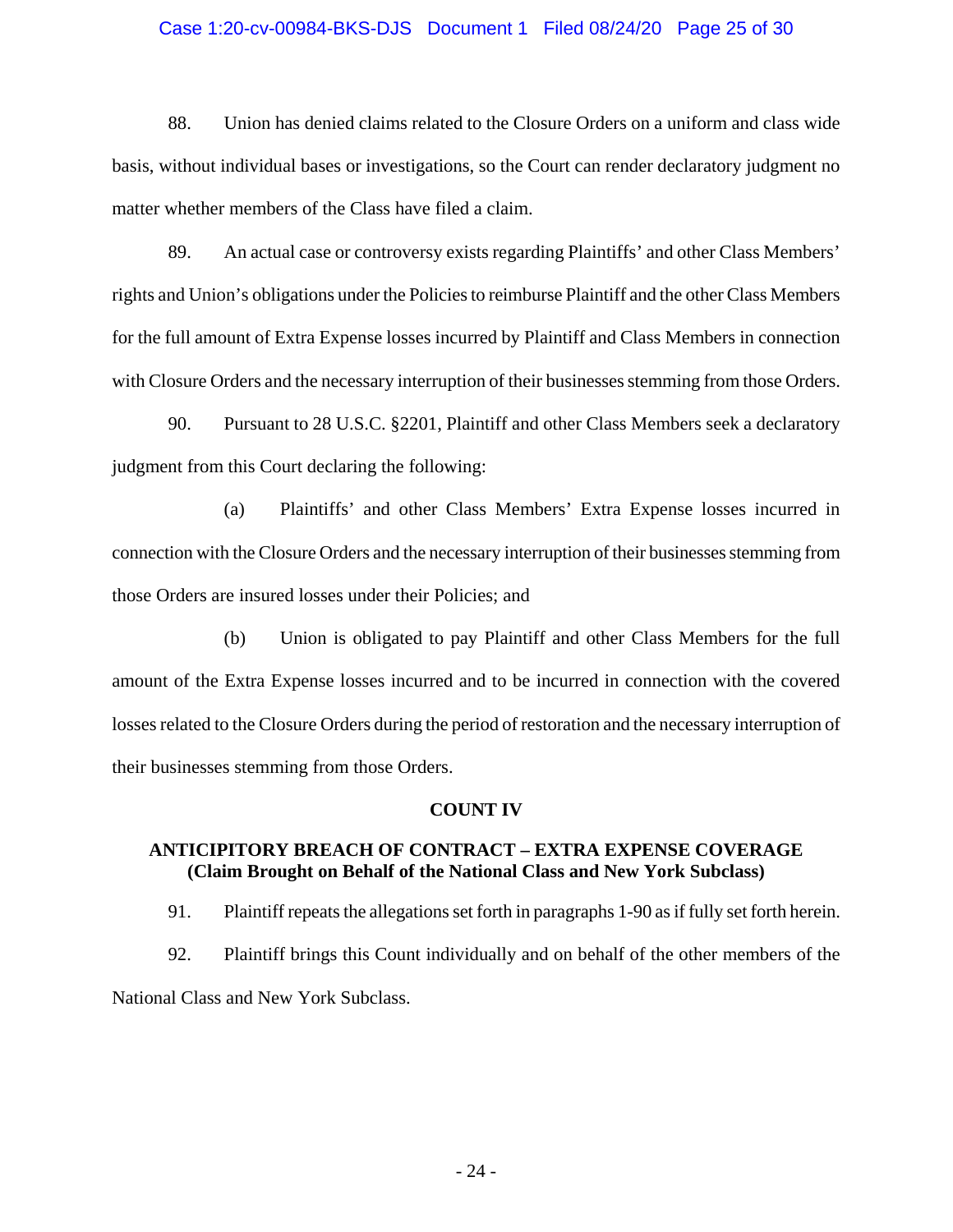88. Union has denied claims related to the Closure Orders on a uniform and class wide basis, without individual bases or investigations, so the Court can render declaratory judgment no matter whether members of the Class have filed a claim.

89. An actual case or controversy exists regarding Plaintiffs' and other Class Members' rights and Union's obligations under the Policies to reimburse Plaintiff and the other Class Members for the full amount of Extra Expense losses incurred by Plaintiff and Class Members in connection with Closure Orders and the necessary interruption of their businesses stemming from those Orders.

90. Pursuant to 28 U.S.C. §2201, Plaintiff and other Class Members seek a declaratory judgment from this Court declaring the following:

(a) Plaintiffs' and other Class Members' Extra Expense losses incurred in connection with the Closure Orders and the necessary interruption of their businesses stemming from those Orders are insured losses under their Policies; and

(b) Union is obligated to pay Plaintiff and other Class Members for the full amount of the Extra Expense losses incurred and to be incurred in connection with the covered losses related to the Closure Orders during the period of restoration and the necessary interruption of their businesses stemming from those Orders.

**COUNT IV**

**ANTICIPITORY BREACH OF CONTRACT – EXTRA EXPENSE COVERAGE (Claim Brought on Behalf of the National Class and New York Subclass)**

91. Plaintiff repeats the allegations set forth in paragraphs 1-90 as if fully set forth herein.

92. Plaintiff brings this Count individually and on behalf of the other members of the National Class and New York Subclass.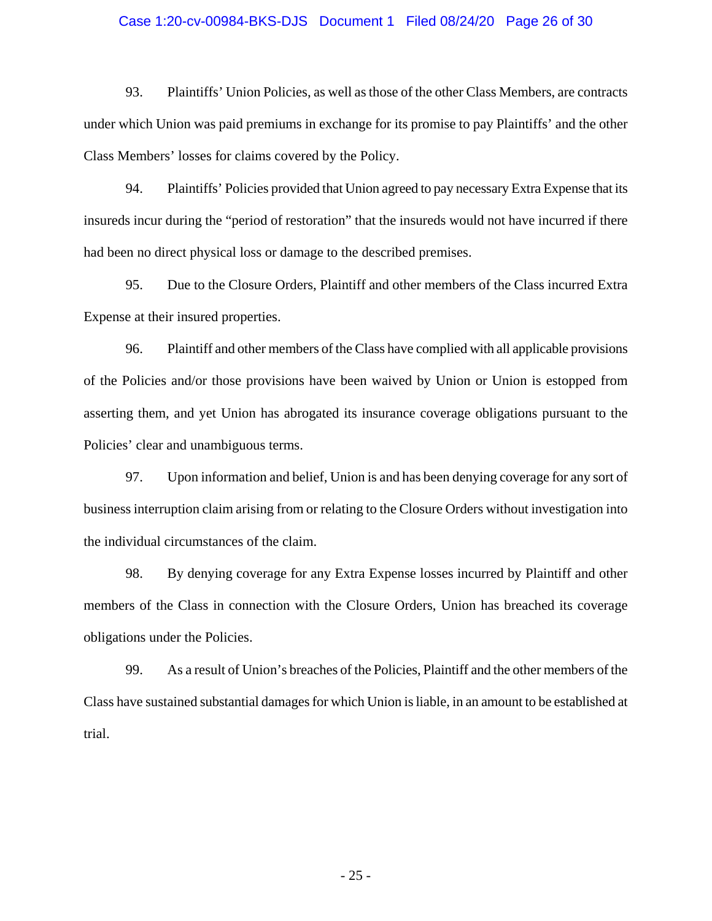93. Plaintiffs' Union Policies, as well as those of the other Class Members, are contracts under which Union was paid premiums in exchange for its promise to pay Plaintiffs' and the other Class Members' losses for claims covered by the Policy.

94. Plaintiffs' Policies provided that Union agreed to pay necessary Extra Expense that its insureds incur during the "period of restoration" that the insureds would not have incurred if there had been no direct physical loss or damage to the described premises.

95. Due to the Closure Orders, Plaintiff and other members of the Class incurred Extra Expense at their insured properties.

96. Plaintiff and other members of the Class have complied with all applicable provisions of the Policies and/or those provisions have been waived by Union or Union is estopped from asserting them, and yet Union has abrogated its insurance coverage obligations pursuant to the Policies' clear and unambiguous terms.

97. Upon information and belief, Union is and has been denying coverage for any sort of business interruption claim arising from or relating to the Closure Orders without investigation into the individual circumstances of the claim.

98. By denying coverage for any Extra Expense losses incurred by Plaintiff and other members of the Class in connection with the Closure Orders, Union has breached its coverage obligations under the Policies.

99. As a result of Union's breaches of the Policies, Plaintiff and the other members of the Class have sustained substantial damages for which Union is liable, in an amount to be established at trial.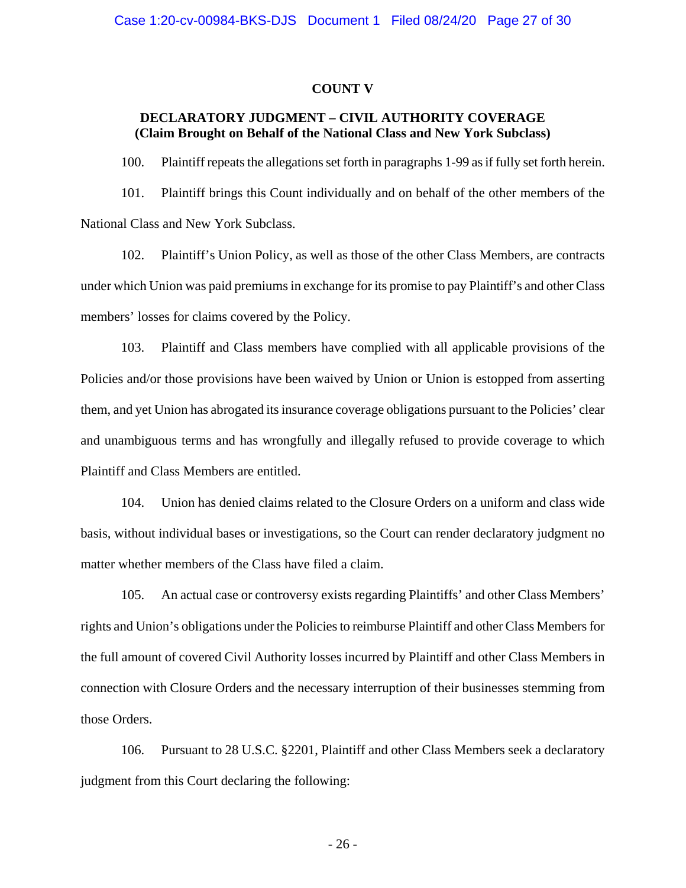## COUNT V

### DECLARATORY JUDGMENT – CIVIL AUTHORITY COVERAGE
### (Claim Brought on Behalf of the National Class and New York Subclass)

100. Plaintiff repeats the allegations set forth in paragraphs 1-99 as if fully set forth herein.

101. Plaintiff brings this Count individually and on behalf of the other members of the National Class and New York Subclass.

102. Plaintiff's Union Policy, as well as those of the other Class Members, are contracts under which Union was paid premiums in exchange for its promise to pay Plaintiff's and other Class members' losses for claims covered by the Policy.

103. Plaintiff and Class members have complied with all applicable provisions of the Policies and/or those provisions have been waived by Union or Union is estopped from asserting them, and yet Union has abrogated its insurance coverage obligations pursuant to the Policies' clear and unambiguous terms and has wrongfully and illegally refused to provide coverage to which Plaintiff and Class Members are entitled.

104. Union has denied claims related to the Closure Orders on a uniform and class wide basis, without individual bases or investigations, so the Court can render declaratory judgment no matter whether members of the Class have filed a claim.

105. An actual case or controversy exists regarding Plaintiffs' and other Class Members' rights and Union's obligations under the Policies to reimburse Plaintiff and other Class Members for the full amount of covered Civil Authority losses incurred by Plaintiff and other Class Members in connection with Closure Orders and the necessary interruption of their businesses stemming from those Orders.

106. Pursuant to 28 U.S.C. §2201, Plaintiff and other Class Members seek a declaratory judgment from this Court declaring the following: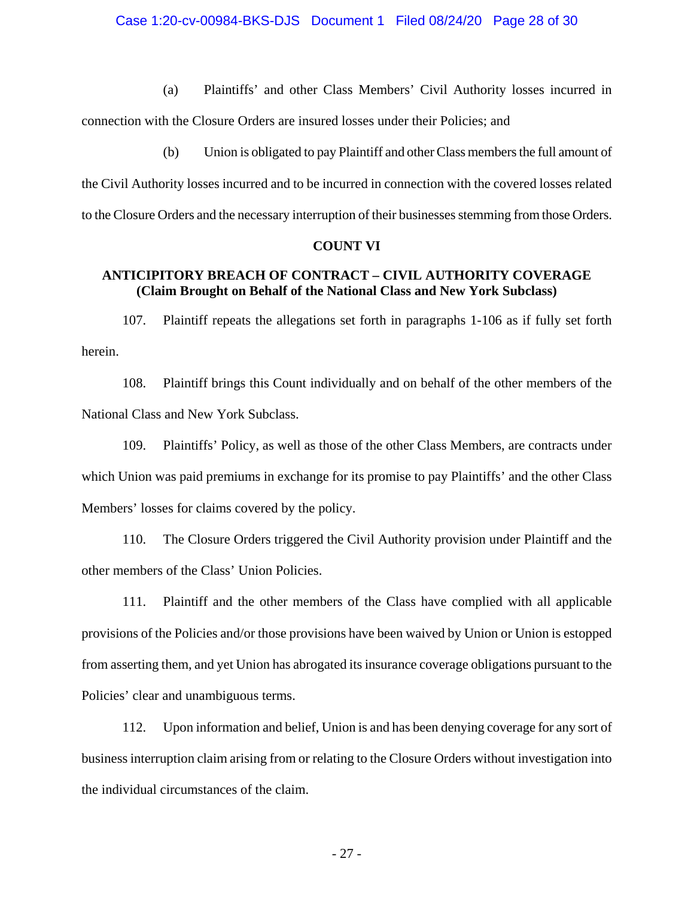(a) Plaintiffs' and other Class Members' Civil Authority losses incurred in connection with the Closure Orders are insured losses under their Policies; and

(b) Union is obligated to pay Plaintiff and other Class members the full amount of the Civil Authority losses incurred and to be incurred in connection with the covered losses related to the Closure Orders and the necessary interruption of their businesses stemming from those Orders.

**COUNT VI**

**ANTICIPITORY BREACH OF CONTRACT – CIVIL AUTHORITY COVERAGE (Claim Brought on Behalf of the National Class and New York Subclass)**

107. Plaintiff repeats the allegations set forth in paragraphs 1-106 as if fully set forth herein.

108. Plaintiff brings this Count individually and on behalf of the other members of the National Class and New York Subclass.

109. Plaintiffs' Policy, as well as those of the other Class Members, are contracts under which Union was paid premiums in exchange for its promise to pay Plaintiffs' and the other Class Members' losses for claims covered by the policy.

110. The Closure Orders triggered the Civil Authority provision under Plaintiff and the other members of the Class' Union Policies.

111. Plaintiff and the other members of the Class have complied with all applicable provisions of the Policies and/or those provisions have been waived by Union or Union is estopped from asserting them, and yet Union has abrogated its insurance coverage obligations pursuant to the Policies' clear and unambiguous terms.

112. Upon information and belief, Union is and has been denying coverage for any sort of business interruption claim arising from or relating to the Closure Orders without investigation into the individual circumstances of the claim.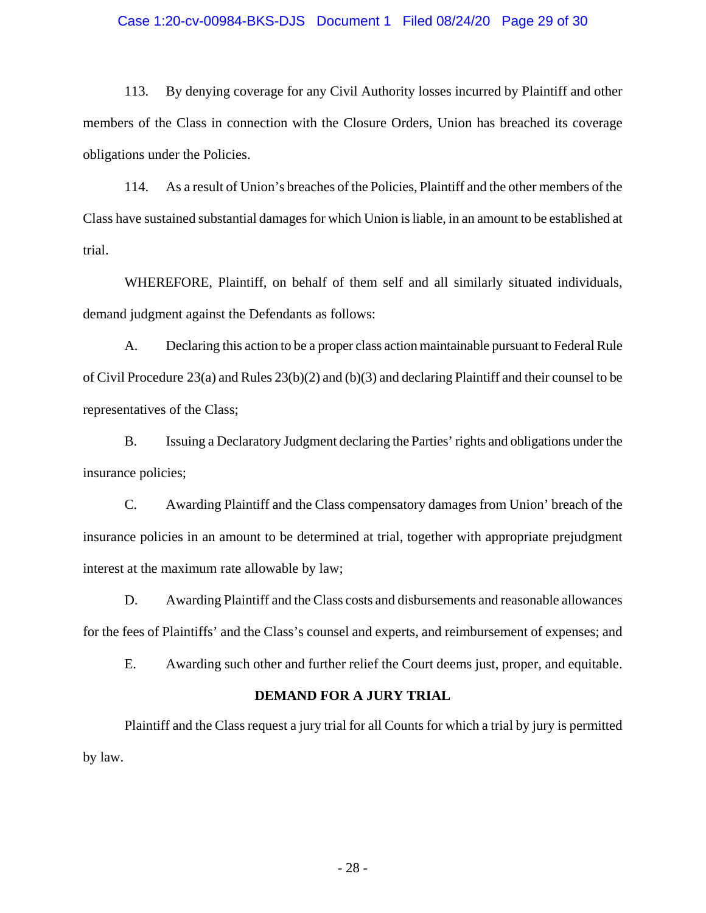113. By denying coverage for any Civil Authority losses incurred by Plaintiff and other members of the Class in connection with the Closure Orders, Union has breached its coverage obligations under the Policies.

114. As a result of Union's breaches of the Policies, Plaintiff and the other members of the Class have sustained substantial damages for which Union is liable, in an amount to be established at trial.

WHEREFORE, Plaintiff, on behalf of them self and all similarly situated individuals, demand judgment against the Defendants as follows:

A. Declaring this action to be a proper class action maintainable pursuant to Federal Rule of Civil Procedure 23(a) and Rules 23(b)(2) and (b)(3) and declaring Plaintiff and their counsel to be representatives of the Class;

B. Issuing a Declaratory Judgment declaring the Parties' rights and obligations under the insurance policies;

C. Awarding Plaintiff and the Class compensatory damages from Union' breach of the insurance policies in an amount to be determined at trial, together with appropriate prejudgment interest at the maximum rate allowable by law;

D. Awarding Plaintiff and the Class costs and disbursements and reasonable allowances for the fees of Plaintiffs' and the Class's counsel and experts, and reimbursement of expenses; and

E. Awarding such other and further relief the Court deems just, proper, and equitable.

**DEMAND FOR A JURY TRIAL**

Plaintiff and the Class request a jury trial for all Counts for which a trial by jury is permitted by law.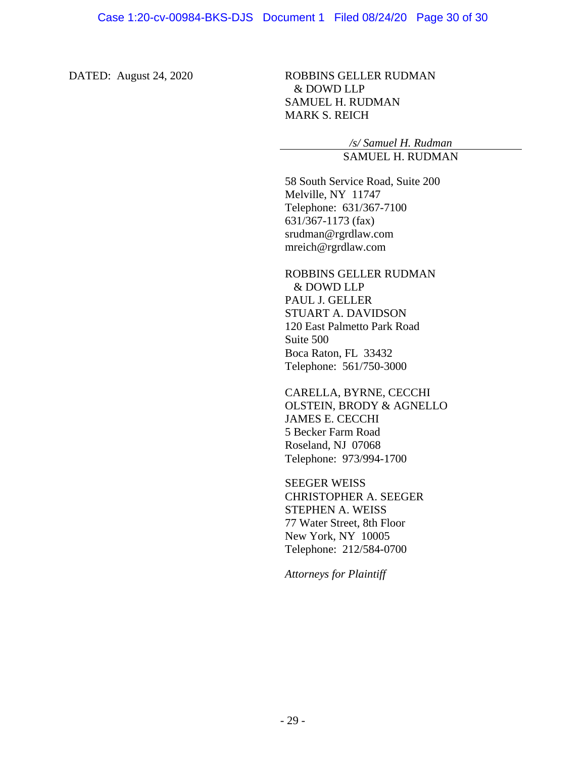DATED: August 24, 2020

ROBBINS GELLER RUDMAN
& DOWD LLP
SAMUEL H. RUDMAN
MARK S. REICH

*/s/ Samuel H. Rudman*
SAMUEL H. RUDMAN

58 South Service Road, Suite 200
Melville, NY 11747
Telephone: 631/367-7100
631/367-1173 (fax)
srudman@rgrdlaw.com
mreich@rgrdlaw.com

ROBBINS GELLER RUDMAN
& DOWD LLP
PAUL J. GELLER
STUART A. DAVIDSON
120 East Palmetto Park Road
Suite 500
Boca Raton, FL 33432
Telephone: 561/750-3000

CARELLA, BYRNE, CECCHI
OLSTEIN, BRODY & AGNELLO
JAMES E. CECCHI
5 Becker Farm Road
Roseland, NJ 07068
Telephone: 973/994-1700

SEEGER WEISS
CHRISTOPHER A. SEEGER
STEPHEN A. WEISS
77 Water Street, 8th Floor
New York, NY 10005
Telephone: 212/584-0700

*Attorneys for Plaintiff*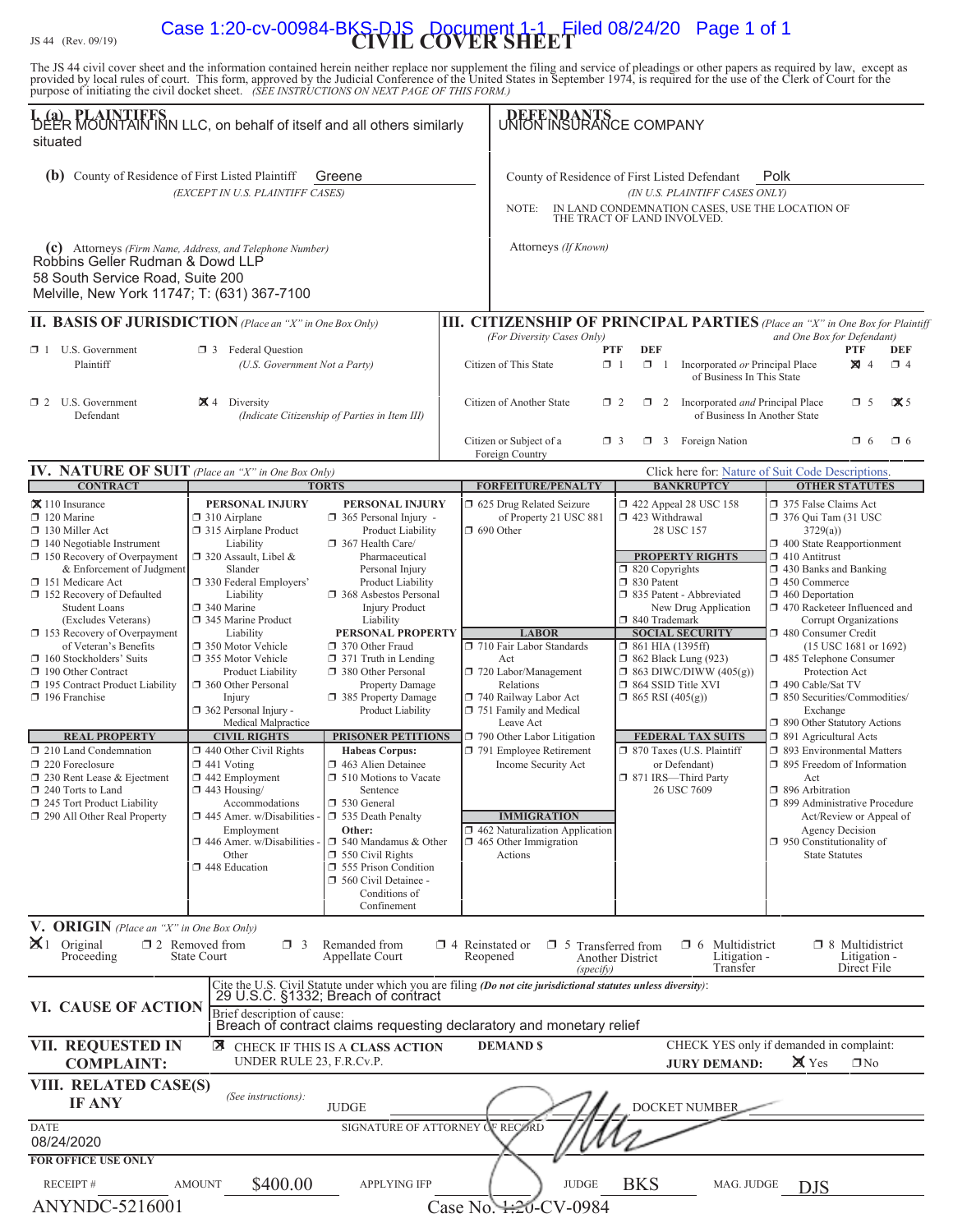JS 44 (Rev. 09/19)

# CIVIL COVER SHEET

The JS 44 civil cover sheet and the information contained herein neither replace nor supplement the filing and service of pleadings or other papers as required by law, except as provided by local rules of court. This form, approved by the Judicial Conference of the United States in September 1974, is required for the use of the Clerk of Court for the purpose of initiating the civil docket sheet. *(SEE INSTRUCTIONS ON NEXT PAGE OF THIS FORM.)*

## I. (a) PLAINTIFFS

DEER MOUNTAIN INN LLC, on behalf of itself and all others similarly situated

**DEFENDANTS**

UNION INSURANCE COMPANY

**(b)** County of Residence of First Listed Plaintiff: Greene
*(EXCEPT IN U.S. PLAINTIFF CASES)*

County of Residence of First Listed Defendant: Polk
*(IN U.S. PLAINTIFF CASES ONLY)*

NOTE: IN LAND CONDEMNATION CASES, USE THE LOCATION OF THE TRACT OF LAND INVOLVED.

**(c)** Attorneys *(Firm Name, Address, and Telephone Number)*
Robbins Geller Rudman & Dowd LLP
58 South Service Road, Suite 200
Melville, New York 11747; T: (631) 367-7100

Attorneys *(If Known)*

## II. BASIS OF JURISDICTION *(Place an "X" in One Box Only)*

- ☐ 1 U.S. Government Plaintiff
- ☐ 3 Federal Question (U.S. Government Not a Party)
- ☐ 2 U.S. Government Defendant
- ☒ 4 Diversity (Indicate Citizenship of Parties in Item III)

## III. CITIZENSHIP OF PRINCIPAL PARTIES *(Place an "X" in One Box for Plaintiff and One Box for Defendant) (For Diversity Cases Only)*

| | PTF | DEF | | PTF | DEF |
|---|---|---|---|---|---|
| Citizen of This State | ☐ 1 | ☐ 1 | Incorporated *or* Principal Place of Business In This State | ☒ 4 | ☐ 4 |
| Citizen of Another State | ☐ 2 | ☐ 2 | Incorporated *and* Principal Place of Business In Another State | ☐ 5 | ☒ 5 |
| Citizen or Subject of a Foreign Country | ☐ 3 | ☐ 3 | Foreign Nation | ☐ 6 | ☐ 6 |

## IV. NATURE OF SUIT *(Place an "X" in One Box Only)*

Click here for: Nature of Suit Code Descriptions.

**CONTRACT**
- ☒ 110 Insurance
- ☐ 120 Marine
- ☐ 130 Miller Act
- ☐ 140 Negotiable Instrument
- ☐ 150 Recovery of Overpayment & Enforcement of Judgment
- ☐ 151 Medicare Act
- ☐ 152 Recovery of Defaulted Student Loans (Excludes Veterans)
- ☐ 153 Recovery of Overpayment of Veteran's Benefits
- ☐ 160 Stockholders' Suits
- ☐ 190 Other Contract
- ☐ 195 Contract Product Liability
- ☐ 196 Franchise

**REAL PROPERTY**
- ☐ 210 Land Condemnation
- ☐ 220 Foreclosure
- ☐ 230 Rent Lease & Ejectment
- ☐ 240 Torts to Land
- ☐ 245 Tort Product Liability
- ☐ 290 All Other Real Property

**TORTS — PERSONAL INJURY**
- ☐ 310 Airplane
- ☐ 315 Airplane Product Liability
- ☐ 320 Assault, Libel & Slander
- ☐ 330 Federal Employers' Liability
- ☐ 340 Marine
- ☐ 345 Marine Product Liability
- ☐ 350 Motor Vehicle
- ☐ 355 Motor Vehicle Product Liability
- ☐ 360 Other Personal Injury
- ☐ 362 Personal Injury - Medical Malpractice

**PERSONAL INJURY**
- ☐ 365 Personal Injury - Product Liability
- ☐ 367 Health Care/ Pharmaceutical Personal Injury Product Liability
- ☐ 368 Asbestos Personal Injury Product Liability

**PERSONAL PROPERTY**
- ☐ 370 Other Fraud
- ☐ 371 Truth in Lending
- ☐ 380 Other Personal Property Damage
- ☐ 385 Property Damage Product Liability

**CIVIL RIGHTS**
- ☐ 440 Other Civil Rights
- ☐ 441 Voting
- ☐ 442 Employment
- ☐ 443 Housing/ Accommodations
- ☐ 445 Amer. w/Disabilities - Employment
- ☐ 446 Amer. w/Disabilities - Other
- ☐ 448 Education

**PRISONER PETITIONS**
Habeas Corpus:
- ☐ 463 Alien Detainee
- ☐ 510 Motions to Vacate Sentence
- ☐ 530 General
- ☐ 535 Death Penalty

Other:
- ☐ 540 Mandamus & Other
- ☐ 550 Civil Rights
- ☐ 555 Prison Condition
- ☐ 560 Civil Detainee - Conditions of Confinement

**FORFEITURE/PENALTY**
- ☐ 625 Drug Related Seizure of Property 21 USC 881
- ☐ 690 Other

**LABOR**
- ☐ 710 Fair Labor Standards Act
- ☐ 720 Labor/Management Relations
- ☐ 740 Railway Labor Act
- ☐ 751 Family and Medical Leave Act
- ☐ 790 Other Labor Litigation
- ☐ 791 Employee Retirement Income Security Act

**IMMIGRATION**
- ☐ 462 Naturalization Application
- ☐ 465 Other Immigration Actions

**BANKRUPTCY**
- ☐ 422 Appeal 28 USC 158
- ☐ 423 Withdrawal 28 USC 157

**PROPERTY RIGHTS**
- ☐ 820 Copyrights
- ☐ 830 Patent
- ☐ 835 Patent - Abbreviated New Drug Application
- ☐ 840 Trademark

**SOCIAL SECURITY**
- ☐ 861 HIA (1395ff)
- ☐ 862 Black Lung (923)
- ☐ 863 DIWC/DIWW (405(g))
- ☐ 864 SSID Title XVI
- ☐ 865 RSI (405(g))

**FEDERAL TAX SUITS**
- ☐ 870 Taxes (U.S. Plaintiff or Defendant)
- ☐ 871 IRS—Third Party 26 USC 7609

**OTHER STATUTES**
- ☐ 375 False Claims Act
- ☐ 376 Qui Tam (31 USC 3729(a))
- ☐ 400 State Reapportionment
- ☐ 410 Antitrust
- ☐ 430 Banks and Banking
- ☐ 450 Commerce
- ☐ 460 Deportation
- ☐ 470 Racketeer Influenced and Corrupt Organizations
- ☐ 480 Consumer Credit (15 USC 1681 or 1692)
- ☐ 485 Telephone Consumer Protection Act
- ☐ 490 Cable/Sat TV
- ☐ 850 Securities/Commodities/ Exchange
- ☐ 890 Other Statutory Actions
- ☐ 891 Agricultural Acts
- ☐ 893 Environmental Matters
- ☐ 895 Freedom of Information Act
- ☐ 896 Arbitration
- ☐ 899 Administrative Procedure Act/Review or Appeal of Agency Decision
- ☐ 950 Constitutionality of State Statutes

## V. ORIGIN *(Place an "X" in One Box Only)*

- ☒ 1 Original Proceeding
- ☐ 2 Removed from State Court
- ☐ 3 Remanded from Appellate Court
- ☐ 4 Reinstated or Reopened
- ☐ 5 Transferred from Another District *(specify)*
- ☐ 6 Multidistrict Litigation - Transfer
- ☐ 8 Multidistrict Litigation - Direct File

## VI. CAUSE OF ACTION

Cite the U.S. Civil Statute under which you are filing *(Do not cite jurisdictional statutes unless diversity)*:
29 U.S.C. §1332; Breach of contract

Brief description of cause:
Breach of contract claims requesting declaratory and monetary relief

## VII. REQUESTED IN COMPLAINT:

☒ CHECK IF THIS IS A CLASS ACTION UNDER RULE 23, F.R.Cv.P.

DEMAND $

CHECK YES only if demanded in complaint:
JURY DEMAND: ☒ Yes ☐ No

## VIII. RELATED CASE(S) IF ANY

*(See instructions)*: JUDGE DOCKET NUMBER

DATE: 08/24/2020

SIGNATURE OF ATTORNEY OF RECORD

**FOR OFFICE USE ONLY**

RECEIPT # ANYNDC-5216001 AMOUNT $400.00 APPLYING IFP JUDGE BKS MAG. JUDGE DJS

Case No. 1:20-CV-0984